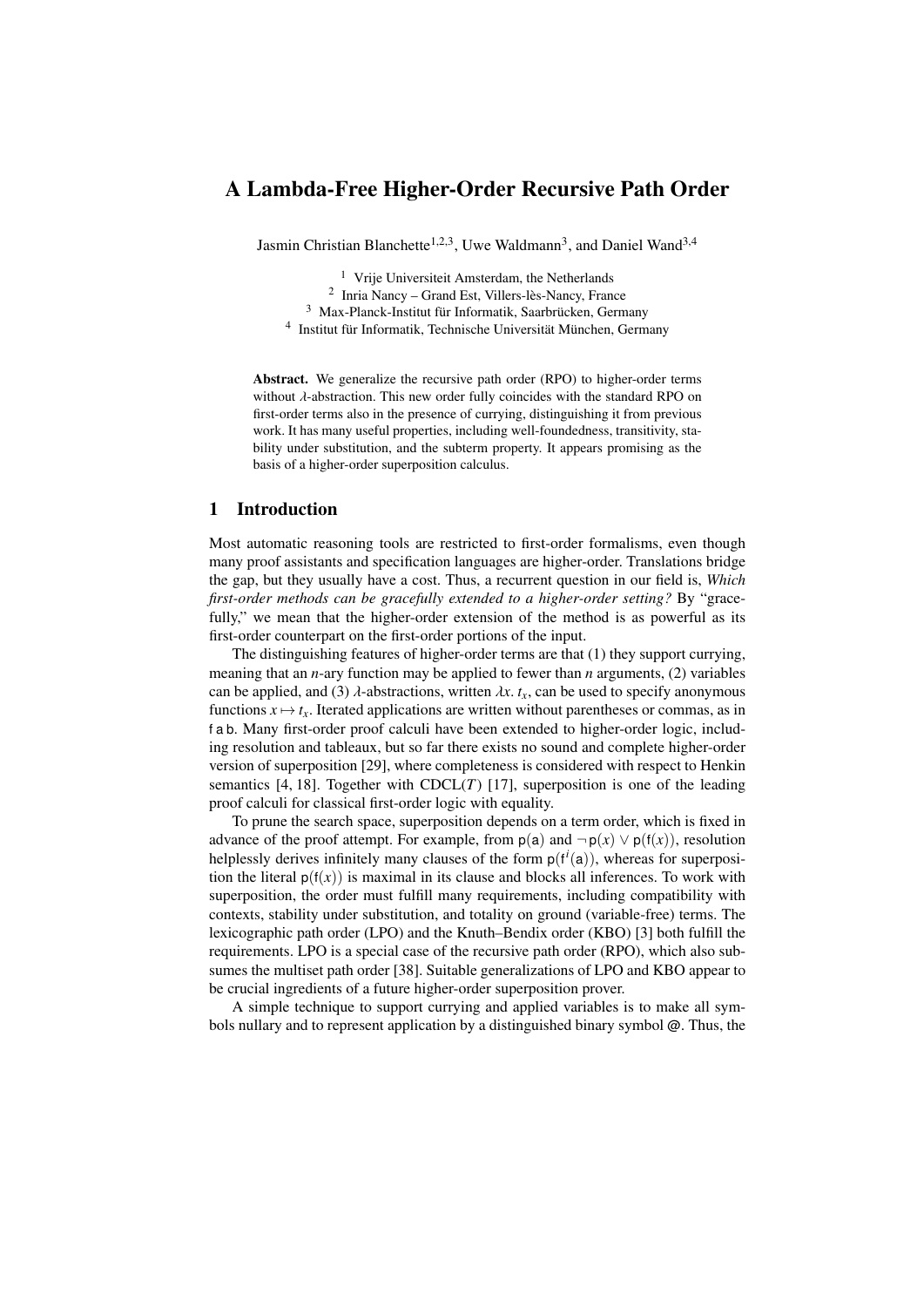# A Lambda-Free Higher-Order Recursive Path Order

Jasmin Christian Blanchette[1,2,3], Uwe Waldmann[3], and Daniel Wand[3,4]

[1] Vrije Universiteit Amsterdam, the Netherlands
[2] Inria Nancy – Grand Est, Villers-lès-Nancy, France
[3] Max-Planck-Institut für Informatik, Saarbrücken, Germany
[4] Institut für Informatik, Technische Universität München, Germany

**Abstract.** We generalize the recursive path order (RPO) to higher-order terms without $\lambda$-abstraction. This new order fully coincides with the standard RPO on first-order terms also in the presence of currying, distinguishing it from previous work. It has many useful properties, including well-foundedness, transitivity, stability under substitution, and the subterm property. It appears promising as the basis of a higher-order superposition calculus.

## 1 Introduction

Most automatic reasoning tools are restricted to first-order formalisms, even though many proof assistants and specification languages are higher-order. Translations bridge the gap, but they usually have a cost. Thus, a recurrent question in our field is, *Which first-order methods can be gracefully extended to a higher-order setting?* By "gracefully," we mean that the higher-order extension of the method is as powerful as its first-order counterpart on the first-order portions of the input.

The distinguishing features of higher-order terms are that (1) they support currying, meaning that an $n$-ary function may be applied to fewer than $n$ arguments, (2) variables can be applied, and (3) $\lambda$-abstractions, written $\lambda x.\ t_x$, can be used to specify anonymous functions $x \mapsto t_x$. Iterated applications are written without parentheses or commas, as in $\mathsf{f}\ \mathsf{a}\ \mathsf{b}$. Many first-order proof calculi have been extended to higher-order logic, including resolution and tableaux, but so far there exists no sound and complete higher-order version of superposition [29], where completeness is considered with respect to Henkin semantics [4, 18]. Together with CDCL($T$) [17], superposition is one of the leading proof calculi for classical first-order logic with equality.

To prune the search space, superposition depends on a term order, which is fixed in advance of the proof attempt. For example, from $\mathsf{p}(\mathsf{a})$ and $\neg\,\mathsf{p}(x) \vee \mathsf{p}(\mathsf{f}(x))$, resolution helplessly derives infinitely many clauses of the form $\mathsf{p}(\mathsf{f}^i(\mathsf{a}))$, whereas for superposition the literal $\mathsf{p}(\mathsf{f}(x))$ is maximal in its clause and blocks all inferences. To work with superposition, the order must fulfill many requirements, including compatibility with contexts, stability under substitution, and totality on ground (variable-free) terms. The lexicographic path order (LPO) and the Knuth–Bendix order (KBO) [3] both fulfill the requirements. LPO is a special case of the recursive path order (RPO), which also subsumes the multiset path order [38]. Suitable generalizations of LPO and KBO appear to be crucial ingredients of a future higher-order superposition prover.

A simple technique to support currying and applied variables is to make all symbols nullary and to represent application by a distinguished binary symbol @. Thus, the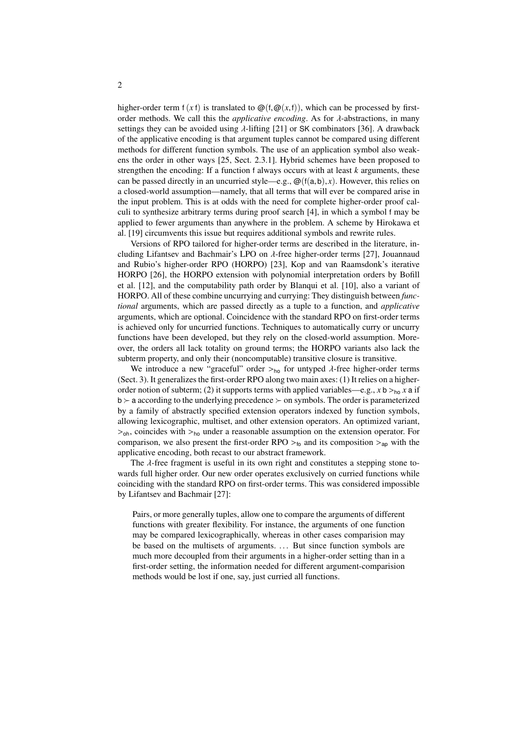higher-order term $\mathsf{f}\,(x\,\mathsf{f})$ is translated to $@(\mathsf{f}, @(x, \mathsf{f}))$, which can be processed by first-order methods. We call this the *applicative encoding*. As for $\lambda$-abstractions, in many settings they can be avoided using $\lambda$-lifting [21] or SK combinators [36]. A drawback of the applicative encoding is that argument tuples cannot be compared using different methods for different function symbols. The use of an application symbol also weakens the order in other ways [25, Sect. 2.3.1]. Hybrid schemes have been proposed to strengthen the encoding: If a function f always occurs with at least $k$ arguments, these can be passed directly in an uncurried style—e.g., $@(\mathsf{f}(\mathsf{a}, \mathsf{b}), x)$. However, this relies on a closed-world assumption—namely, that all terms that will ever be compared arise in the input problem. This is at odds with the need for complete higher-order proof calculi to synthesize arbitrary terms during proof search [4], in which a symbol f may be applied to fewer arguments than anywhere in the problem. A scheme by Hirokawa et al. [19] circumvents this issue but requires additional symbols and rewrite rules.

Versions of RPO tailored for higher-order terms are described in the literature, including Lifantsev and Bachmair's LPO on $\lambda$-free higher-order terms [27], Jouannaud and Rubio's higher-order RPO (HORPO) [23], Kop and van Raamsdonk's iterative HORPO [26], the HORPO extension with polynomial interpretation orders by Bofill et al. [12], and the computability path order by Blanqui et al. [10], also a variant of HORPO. All of these combine uncurrying and currying: They distinguish between *functional* arguments, which are passed directly as a tuple to a function, and *applicative* arguments, which are optional. Coincidence with the standard RPO on first-order terms is achieved only for uncurried functions. Techniques to automatically curry or uncurry functions have been developed, but they rely on the closed-world assumption. Moreover, the orders all lack totality on ground terms; the HORPO variants also lack the subterm property, and only their (noncomputable) transitive closure is transitive.

We introduce a new "graceful" order $>_{\mathsf{ho}}$ for untyped $\lambda$-free higher-order terms (Sect. 3). It generalizes the first-order RPO along two main axes: (1) It relies on a higher-order notion of subterm; (2) it supports terms with applied variables—e.g., $x\,\mathsf{b} >_{\mathsf{ho}} x\,\mathsf{a}$ if $\mathsf{b} \succ \mathsf{a}$ according to the underlying precedence $\succ$ on symbols. The order is parameterized by a family of abstractly specified extension operators indexed by function symbols, allowing lexicographic, multiset, and other extension operators. An optimized variant, $>_{\mathsf{oh}}$, coincides with $>_{\mathsf{ho}}$ under a reasonable assumption on the extension operator. For comparison, we also present the first-order RPO $>_{\mathsf{fo}}$ and its composition $>_{\mathsf{ap}}$ with the applicative encoding, both recast to our abstract framework.

The $\lambda$-free fragment is useful in its own right and constitutes a stepping stone towards full higher order. Our new order operates exclusively on curried functions while coinciding with the standard RPO on first-order terms. This was considered impossible by Lifantsev and Bachmair [27]:

> Pairs, or more generally tuples, allow one to compare the arguments of different functions with greater flexibility. For instance, the arguments of one function may be compared lexicographically, whereas in other cases comparision may be based on the multisets of arguments. ... But since function symbols are much more decoupled from their arguments in a higher-order setting than in a first-order setting, the information needed for different argument-comparision methods would be lost if one, say, just curried all functions.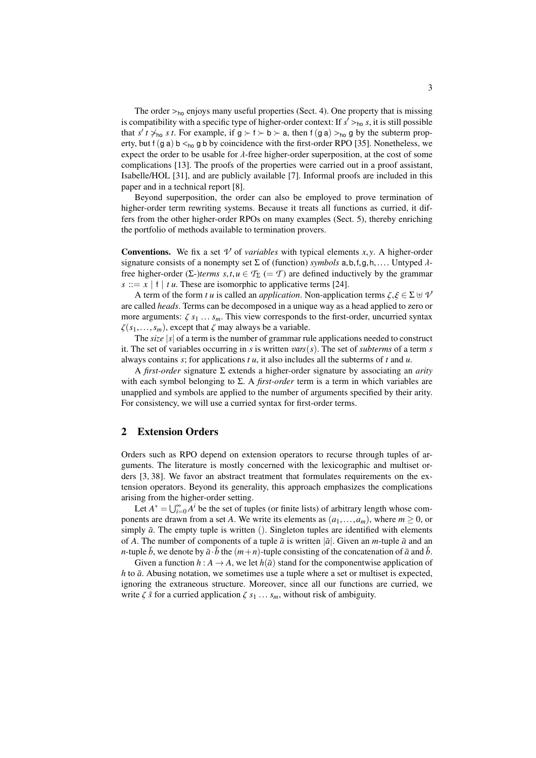The order $>_{\mathsf{ho}}$ enjoys many useful properties (Sect. 4). One property that is missing is compatibility with a specific type of higher-order context: If $s' >_{\mathsf{ho}} s$, it is still possible that $s'\,t \not>_{\mathsf{ho}} s\,t$. For example, if $\mathsf{g} \succ \mathsf{f} \succ \mathsf{b} \succ \mathsf{a}$, then $\mathsf{f}\,(\mathsf{g}\,\mathsf{a}) >_{\mathsf{ho}} \mathsf{g}$ by the subterm property, but $\mathsf{f}\,(\mathsf{g}\,\mathsf{a})\,\mathsf{b} <_{\mathsf{ho}} \mathsf{g}\,\mathsf{b}$ by coincidence with the first-order RPO [35]. Nonetheless, we expect the order to be usable for $\lambda$-free higher-order superposition, at the cost of some complications [13]. The proofs of the properties were carried out in a proof assistant, Isabelle/HOL [31], and are publicly available [7]. Informal proofs are included in this paper and in a technical report [8].

Beyond superposition, the order can also be employed to prove termination of higher-order term rewriting systems. Because it treats all functions as curried, it differs from the other higher-order RPOs on many examples (Sect. 5), thereby enriching the portfolio of methods available to termination provers.

**Conventions.** We fix a set $\mathcal{V}$ of *variables* with typical elements $x, y$. A higher-order signature consists of a nonempty set $\Sigma$ of (function) *symbols* $\mathsf{a}, \mathsf{b}, \mathsf{f}, \mathsf{g}, \mathsf{h}, \ldots$. Untyped $\lambda$-free higher-order ($\Sigma$-)*terms* $s, t, u \in \mathcal{T}_\Sigma$ $(= \mathcal{T})$ are defined inductively by the grammar $s ::= x \mid \mathsf{f} \mid t\,u$. These are isomorphic to applicative terms [24].

A term of the form $t\,u$ is called an *application*. Non-application terms $\zeta, \xi \in \Sigma \uplus \mathcal{V}$ are called *heads*. Terms can be decomposed in a unique way as a head applied to zero or more arguments: $\zeta\; s_1 \ldots s_m$. This view corresponds to the first-order, uncurried syntax $\zeta(s_1, \ldots, s_m)$, except that $\zeta$ may always be a variable.

The *size* $|s|$ of a term is the number of grammar rule applications needed to construct it. The set of variables occurring in $s$ is written $\mathit{vars}(s)$. The set of *subterms* of a term $s$ always contains $s$; for applications $t\,u$, it also includes all the subterms of $t$ and $u$.

A *first-order* signature $\Sigma$ extends a higher-order signature by associating an *arity* with each symbol belonging to $\Sigma$. A *first-order* term is a term in which variables are unapplied and symbols are applied to the number of arguments specified by their arity. For consistency, we will use a curried syntax for first-order terms.

## 2 Extension Orders

Orders such as RPO depend on extension operators to recurse through tuples of arguments. The literature is mostly concerned with the lexicographic and multiset orders [3, 38]. We favor an abstract treatment that formulates requirements on the extension operators. Beyond its generality, this approach emphasizes the complications arising from the higher-order setting.

Let $A^* = \bigcup_{i=0}^{\infty} A^i$ be the set of tuples (or finite lists) of arbitrary length whose components are drawn from a set $A$. We write its elements as $(a_1, \ldots, a_m)$, where $m \geq 0$, or simply $\bar{a}$. The empty tuple is written $()$. Singleton tuples are identified with elements of $A$. The number of components of a tuple $\bar{a}$ is written $|\bar{a}|$. Given an $m$-tuple $\bar{a}$ and an $n$-tuple $\bar{b}$, we denote by $\bar{a} \cdot \bar{b}$ the $(m+n)$-tuple consisting of the concatenation of $\bar{a}$ and $\bar{b}$.

Given a function $h : A \to A$, we let $h(\bar{a})$ stand for the componentwise application of $h$ to $\bar{a}$. Abusing notation, we sometimes use a tuple where a set or multiset is expected, ignoring the extraneous structure. Moreover, since all our functions are curried, we write $\zeta\;\bar{s}$ for a curried application $\zeta\; s_1 \ldots s_m$, without risk of ambiguity.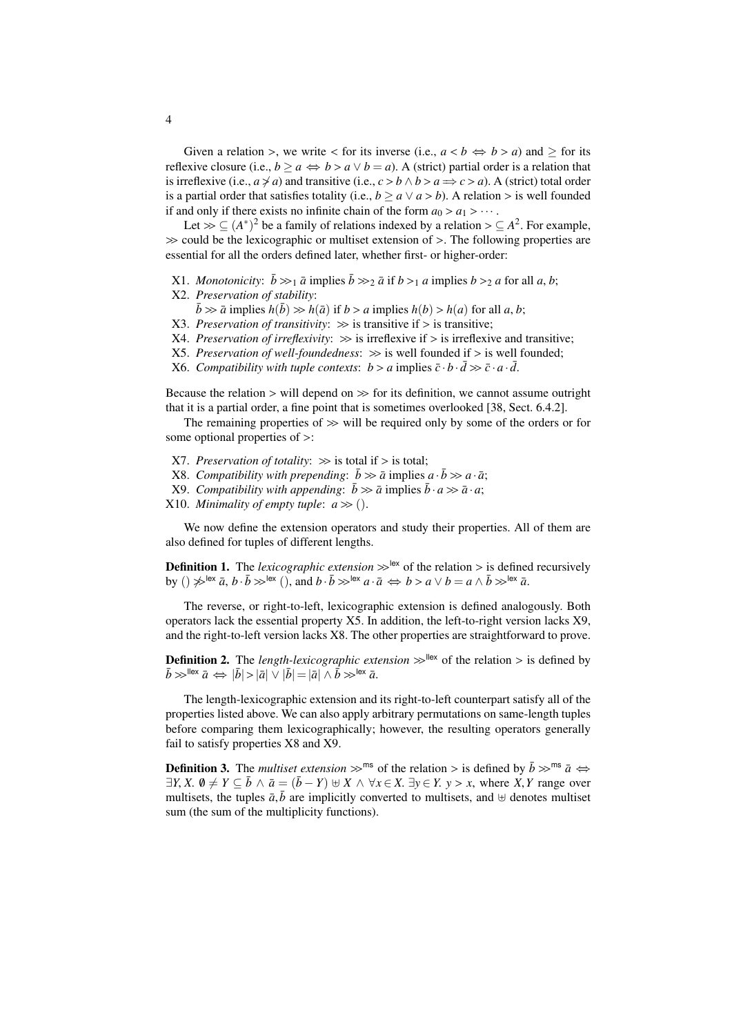Given a relation $>$, we write $<$ for its inverse (i.e., $a < b \iff b > a$) and $\geq$ for its reflexive closure (i.e., $b \geq a \iff b > a \vee b = a$). A (strict) partial order is a relation that is irreflexive (i.e., $a \not> a$) and transitive (i.e., $c > b \wedge b > a \Longrightarrow c > a$). A (strict) total order is a partial order that satisfies totality (i.e., $b \geq a \vee a > b$). A relation $>$ is well founded if and only if there exists no infinite chain of the form $a_0 > a_1 > \cdots$.

Let $\gg \subseteq (A^*)^2$ be a family of relations indexed by a relation $> \subseteq A^2$. For example, $\gg$ could be the lexicographic or multiset extension of $>$. The following properties are essential for all the orders defined later, whether first- or higher-order:

- X1. *Monotonicity*: $\bar{b} \gg_1 \bar{a}$ implies $\bar{b} \gg_2 \bar{a}$ if $b >_1 a$ implies $b >_2 a$ for all $a, b$;
- X2. *Preservation of stability*:
  $\bar{b} \gg \bar{a}$ implies $h(\bar{b}) \gg h(\bar{a})$ if $b > a$ implies $h(b) > h(a)$ for all $a, b$;
- X3. *Preservation of transitivity*: $\gg$ is transitive if $>$ is transitive;
- X4. *Preservation of irreflexivity*: $\gg$ is irreflexive if $>$ is irreflexive and transitive;
- X5. *Preservation of well-foundedness*: $\gg$ is well founded if $>$ is well founded;
- X6. *Compatibility with tuple contexts*: $b > a$ implies $\bar{c} \cdot b \cdot \bar{d} \gg \bar{c} \cdot a \cdot \bar{d}$.

Because the relation $>$ will depend on $\gg$ for its definition, we cannot assume outright that it is a partial order, a fine point that is sometimes overlooked [38, Sect. 6.4.2].

The remaining properties of $\gg$ will be required only by some of the orders or for some optional properties of $>$:

- X7. *Preservation of totality*: $\gg$ is total if $>$ is total;
- X8. *Compatibility with prepending*: $\bar{b} \gg \bar{a}$ implies $a \cdot \bar{b} \gg a \cdot \bar{a}$;
- X9. *Compatibility with appending*: $\bar{b} \gg \bar{a}$ implies $\bar{b} \cdot a \gg \bar{a} \cdot a$;
- X10. *Minimality of empty tuple*: $a \gg ()$.

We now define the extension operators and study their properties. All of them are also defined for tuples of different lengths.

**Definition 1.** The *lexicographic extension* $\gg^{\mathsf{lex}}$ of the relation $>$ is defined recursively by $() \not\gg^{\mathsf{lex}} \bar{a}$, $b \cdot \bar{b} \gg^{\mathsf{lex}} ()$, and $b \cdot \bar{b} \gg^{\mathsf{lex}} a \cdot \bar{a} \iff b > a \vee b = a \wedge \bar{b} \gg^{\mathsf{lex}} \bar{a}$.

The reverse, or right-to-left, lexicographic extension is defined analogously. Both operators lack the essential property X5. In addition, the left-to-right version lacks X9, and the right-to-left version lacks X8. The other properties are straightforward to prove.

**Definition 2.** The *length-lexicographic extension* $\gg^{\mathsf{llex}}$ of the relation $>$ is defined by $\bar{b} \gg^{\mathsf{llex}} \bar{a} \iff |\bar{b}| > |\bar{a}| \vee |\bar{b}| = |\bar{a}| \wedge \bar{b} \gg^{\mathsf{lex}} \bar{a}$.

The length-lexicographic extension and its right-to-left counterpart satisfy all of the properties listed above. We can also apply arbitrary permutations on same-length tuples before comparing them lexicographically; however, the resulting operators generally fail to satisfy properties X8 and X9.

**Definition 3.** The *multiset extension* $\gg^{\mathsf{ms}}$ of the relation $>$ is defined by $\bar{b} \gg^{\mathsf{ms}} \bar{a} \iff \exists Y, X.\ \emptyset \neq Y \subseteq \bar{b} \wedge \bar{a} = (\bar{b} - Y) \uplus X \wedge \forall x \in X.\ \exists y \in Y.\ y > x$, where $X, Y$ range over multisets, the tuples $\bar{a}, \bar{b}$ are implicitly converted to multisets, and $\uplus$ denotes multiset sum (the sum of the multiplicity functions).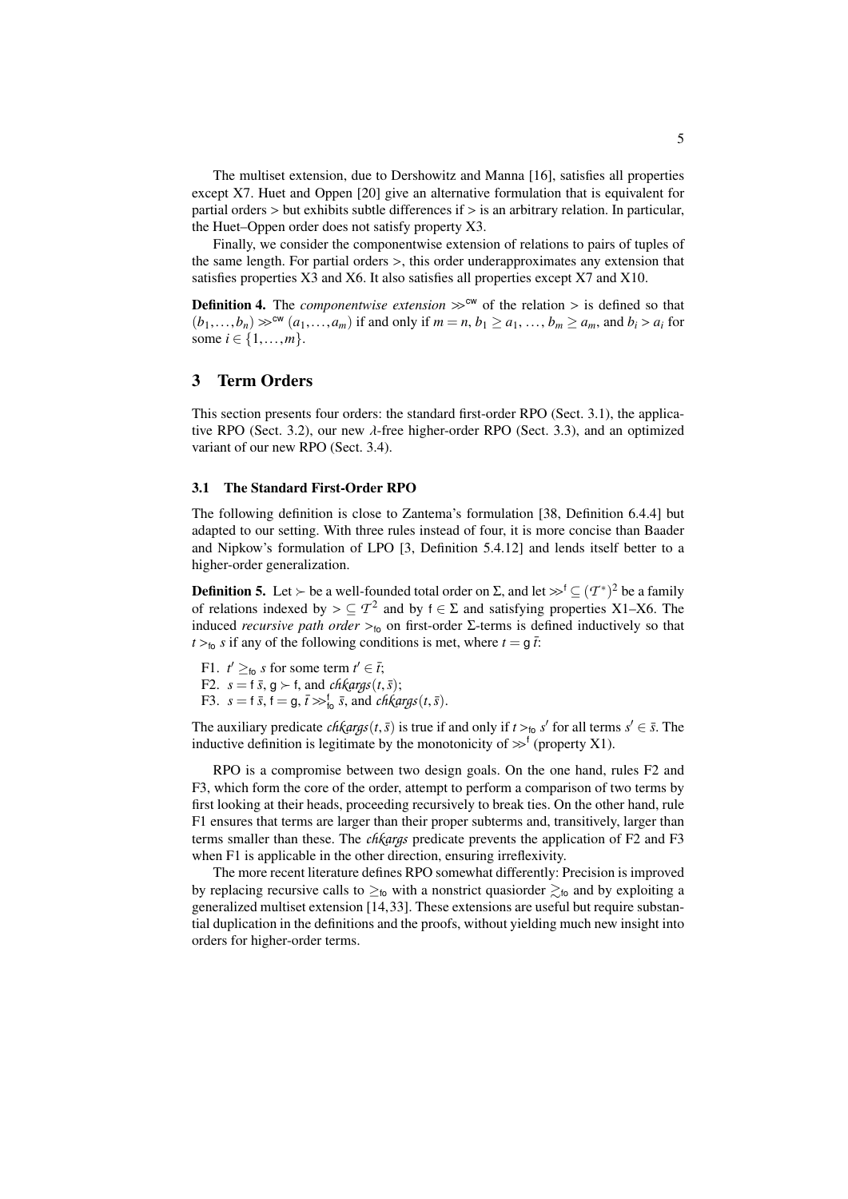The multiset extension, due to Dershowitz and Manna [16], satisfies all properties except X7. Huet and Oppen [20] give an alternative formulation that is equivalent for partial orders $>$ but exhibits subtle differences if $>$ is an arbitrary relation. In particular, the Huet–Oppen order does not satisfy property X3.

Finally, we consider the componentwise extension of relations to pairs of tuples of the same length. For partial orders $>$, this order underapproximates any extension that satisfies properties X3 and X6. It also satisfies all properties except X7 and X10.

**Definition 4.** The *componentwise extension* $\gg^{\mathsf{cw}}$ of the relation $>$ is defined so that $(b_1,\ldots,b_n) \gg^{\mathsf{cw}} (a_1,\ldots,a_m)$ if and only if $m = n$, $b_1 \geq a_1$, $\ldots$, $b_m \geq a_m$, and $b_i > a_i$ for some $i \in \{1,\ldots,m\}$.

## 3 Term Orders

This section presents four orders: the standard first-order RPO (Sect. 3.1), the applicative RPO (Sect. 3.2), our new $\lambda$-free higher-order RPO (Sect. 3.3), and an optimized variant of our new RPO (Sect. 3.4).

### 3.1 The Standard First-Order RPO

The following definition is close to Zantema's formulation [38, Definition 6.4.4] but adapted to our setting. With three rules instead of four, it is more concise than Baader and Nipkow's formulation of LPO [3, Definition 5.4.12] and lends itself better to a higher-order generalization.

**Definition 5.** Let $\succ$ be a well-founded total order on $\Sigma$, and let $\gg^{\mathsf{f}} \subseteq (\mathcal{T}^*)^2$ be a family of relations indexed by $> \subseteq \mathcal{T}^2$ and by $\mathsf{f} \in \Sigma$ and satisfying properties X1–X6. The induced *recursive path order* $>_{\mathsf{fo}}$ on first-order $\Sigma$-terms is defined inductively so that $t >_{\mathsf{fo}} s$ if any of the following conditions is met, where $t = \mathsf{g}\,\bar{t}$:

F1. $t' \geq_{\mathsf{fo}} s$ for some term $t' \in \bar{t}$;
F2. $s = \mathsf{f}\,\bar{s}$, $\mathsf{g} \succ \mathsf{f}$, and *chkargs*$(t,\bar{s})$;
F3. $s = \mathsf{f}\,\bar{s}$, $\mathsf{f} = \mathsf{g}$, $\bar{t} \gg^{\mathsf{f}}_{\mathsf{fo}} \bar{s}$, and *chkargs*$(t,\bar{s})$.

The auxiliary predicate *chkargs*$(t,\bar{s})$ is true if and only if $t >_{\mathsf{fo}} s'$ for all terms $s' \in \bar{s}$. The inductive definition is legitimate by the monotonicity of $\gg^{\mathsf{f}}$ (property X1).

RPO is a compromise between two design goals. On the one hand, rules F2 and F3, which form the core of the order, attempt to perform a comparison of two terms by first looking at their heads, proceeding recursively to break ties. On the other hand, rule F1 ensures that terms are larger than their proper subterms and, transitively, larger than terms smaller than these. The *chkargs* predicate prevents the application of F2 and F3 when F1 is applicable in the other direction, ensuring irreflexivity.

The more recent literature defines RPO somewhat differently: Precision is improved by replacing recursive calls to $\geq_{\mathsf{fo}}$ with a nonstrict quasiorder $\gtrsim_{\mathsf{fo}}$ and by exploiting a generalized multiset extension [14,33]. These extensions are useful but require substantial duplication in the definitions and the proofs, without yielding much new insight into orders for higher-order terms.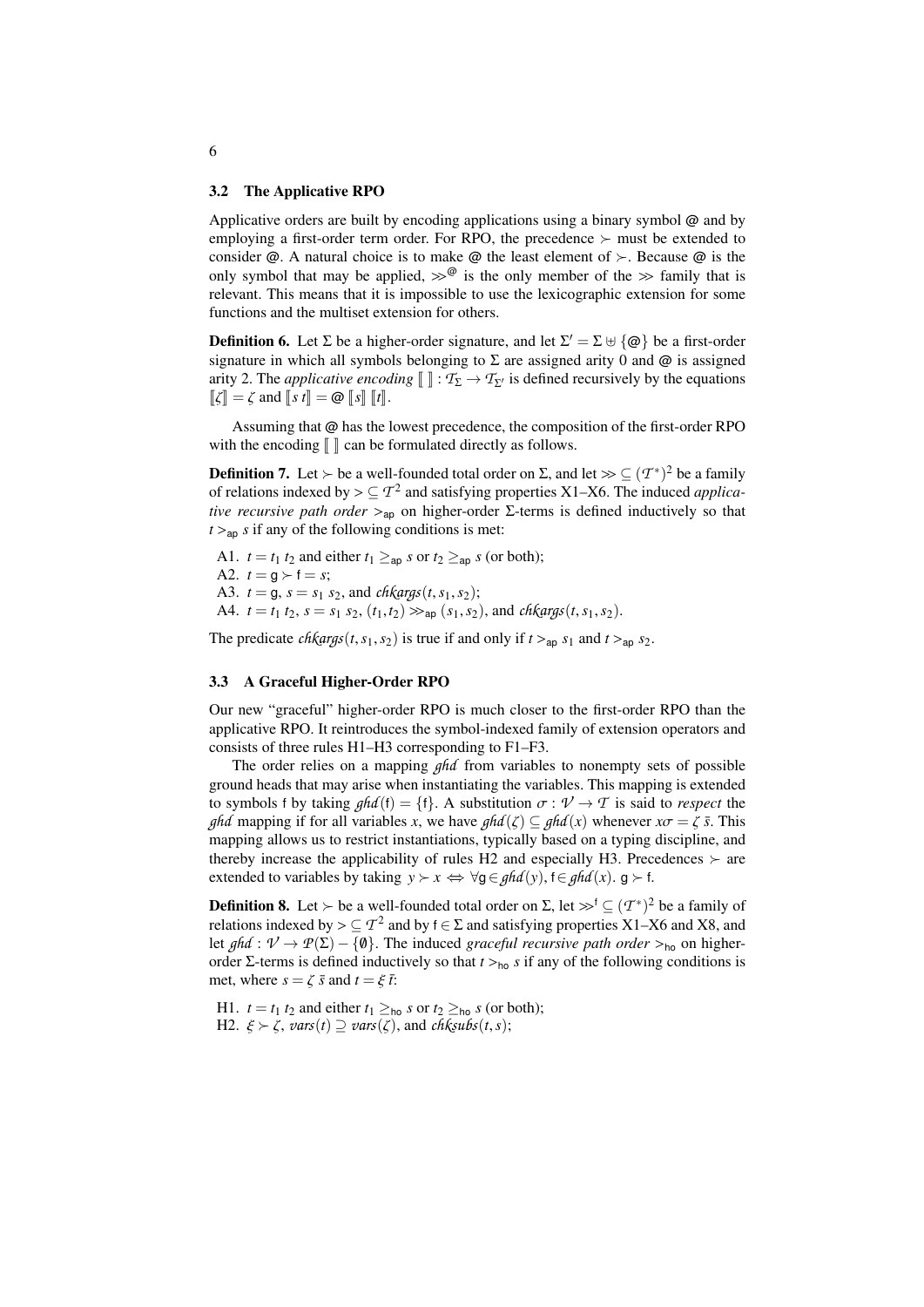### 3.2 The Applicative RPO

Applicative orders are built by encoding applications using a binary symbol @ and by employing a first-order term order. For RPO, the precedence $\succ$ must be extended to consider @. A natural choice is to make @ the least element of $\succ$. Because @ is the only symbol that may be applied, $\gg^{@}$ is the only member of the $\gg$ family that is relevant. This means that it is impossible to use the lexicographic extension for some functions and the multiset extension for others.

**Definition 6.** Let $\Sigma$ be a higher-order signature, and let $\Sigma' = \Sigma \uplus \{@\}$ be a first-order signature in which all symbols belonging to $\Sigma$ are assigned arity 0 and @ is assigned arity 2. The *applicative encoding* $[\![\ ]\!] : \mathcal{T}_\Sigma \to \mathcal{T}_{\Sigma'}$ is defined recursively by the equations $[\![\zeta]\!] = \zeta$ and $[\![s\ t]\!] = @\ [\![s]\!]\ [\![t]\!]$.

Assuming that @ has the lowest precedence, the composition of the first-order RPO with the encoding $[\![\ ]\!]$ can be formulated directly as follows.

**Definition 7.** Let $\succ$ be a well-founded total order on $\Sigma$, and let $\gg \subseteq (\mathcal{T}^*)^2$ be a family of relations indexed by $> \subseteq \mathcal{T}^2$ and satisfying properties X1–X6. The induced *applicative recursive path order* $>_{\mathsf{ap}}$ on higher-order $\Sigma$-terms is defined inductively so that $t >_{\mathsf{ap}} s$ if any of the following conditions is met:

A1. $t = t_1\ t_2$ and either $t_1 \geq_{\mathsf{ap}} s$ or $t_2 \geq_{\mathsf{ap}} s$ (or both);
A2. $t = \mathsf{g} \succ \mathsf{f} = s$;
A3. $t = \mathsf{g}$, $s = s_1\ s_2$, and $\mathit{chkargs}(t, s_1, s_2)$;
A4. $t = t_1\ t_2$, $s = s_1\ s_2$, $(t_1, t_2) \gg_{\mathsf{ap}} (s_1, s_2)$, and $\mathit{chkargs}(t, s_1, s_2)$.

The predicate $\mathit{chkargs}(t, s_1, s_2)$ is true if and only if $t >_{\mathsf{ap}} s_1$ and $t >_{\mathsf{ap}} s_2$.

### 3.3 A Graceful Higher-Order RPO

Our new "graceful" higher-order RPO is much closer to the first-order RPO than the applicative RPO. It reintroduces the symbol-indexed family of extension operators and consists of three rules H1–H3 corresponding to F1–F3.

The order relies on a mapping $\mathit{ghd}$ from variables to nonempty sets of possible ground heads that may arise when instantiating the variables. This mapping is extended to symbols f by taking $\mathit{ghd}(\mathsf{f}) = \{\mathsf{f}\}$. A substitution $\sigma : \mathcal{V} \to \mathcal{T}$ is said to *respect* the $\mathit{ghd}$ mapping if for all variables $x$, we have $\mathit{ghd}(\zeta) \subseteq \mathit{ghd}(x)$ whenever $x\sigma = \zeta\ \bar{s}$. This mapping allows us to restrict instantiations, typically based on a typing discipline, and thereby increase the applicability of rules H2 and especially H3. Precedences $\succ$ are extended to variables by taking $y \succ x \iff \forall \mathsf{g} \in \mathit{ghd}(y), \mathsf{f} \in \mathit{ghd}(x).\ \mathsf{g} \succ \mathsf{f}$.

**Definition 8.** Let $\succ$ be a well-founded total order on $\Sigma$, let $\gg^{\mathsf{f}} \subseteq (\mathcal{T}^*)^2$ be a family of relations indexed by $> \subseteq \mathcal{T}^2$ and by $\mathsf{f} \in \Sigma$ and satisfying properties X1–X6 and X8, and let $\mathit{ghd} : \mathcal{V} \to \mathcal{P}(\Sigma) - \{\emptyset\}$. The induced *graceful recursive path order* $>_{\mathsf{ho}}$ on higher-order $\Sigma$-terms is defined inductively so that $t >_{\mathsf{ho}} s$ if any of the following conditions is met, where $s = \zeta\ \bar{s}$ and $t = \xi\ \bar{t}$:

H1. $t = t_1\ t_2$ and either $t_1 \geq_{\mathsf{ho}} s$ or $t_2 \geq_{\mathsf{ho}} s$ (or both);
H2. $\xi \succ \zeta$, $\mathit{vars}(t) \supseteq \mathit{vars}(\zeta)$, and $\mathit{chksubs}(t, s)$;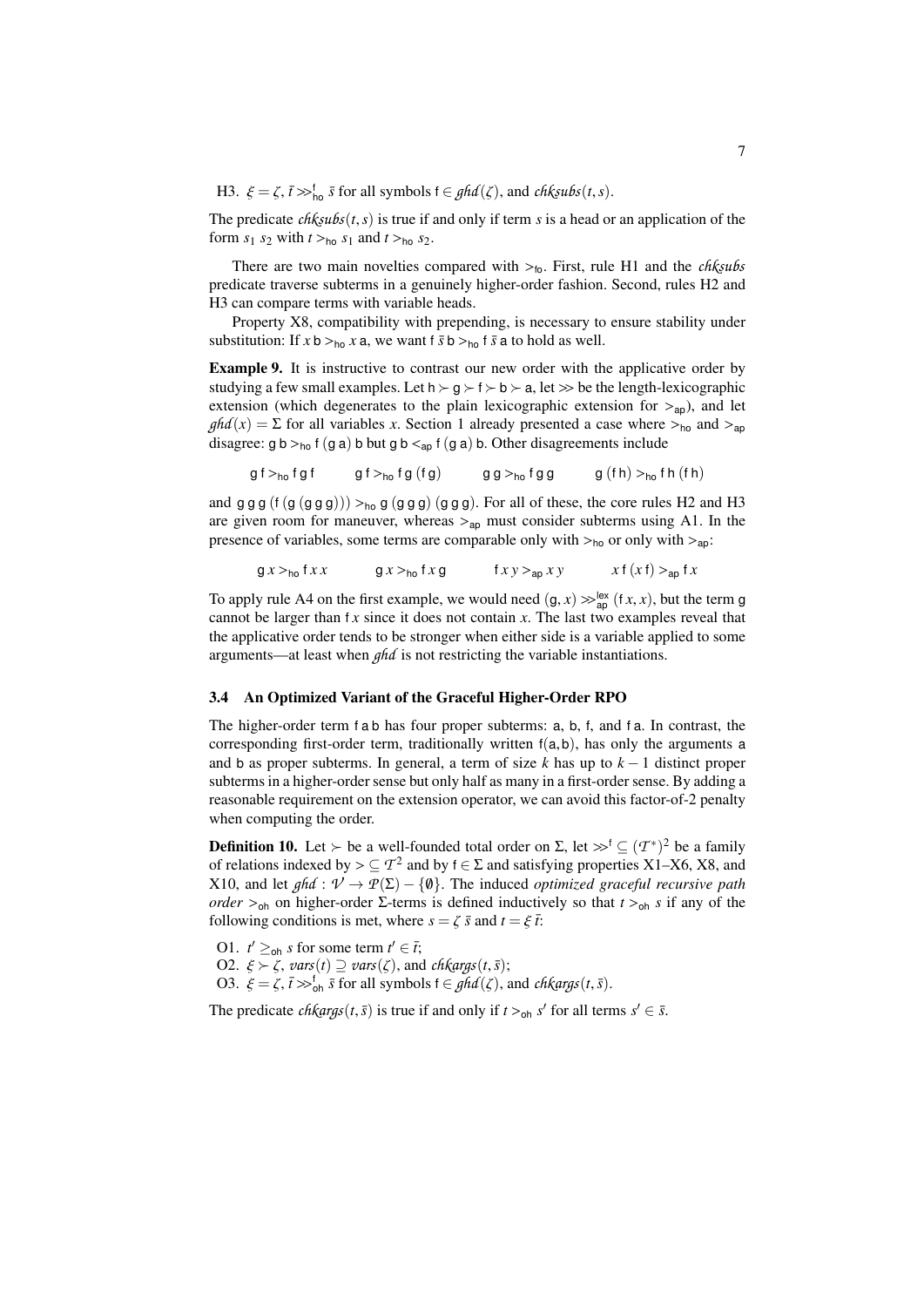H3. $\xi = \zeta$, $\bar{t} \gg^{\mathsf{f}}_{\mathsf{ho}} \bar{s}$ for all symbols $\mathsf{f} \in \mathit{ghd}(\zeta)$, and $\mathit{chksubs}(t, s)$.

The predicate $\mathit{chksubs}(t, s)$ is true if and only if term $s$ is a head or an application of the form $s_1\ s_2$ with $t >_{\mathsf{ho}} s_1$ and $t >_{\mathsf{ho}} s_2$.

There are two main novelties compared with $>_{\mathsf{fo}}$. First, rule H1 and the *chksubs* predicate traverse subterms in a genuinely higher-order fashion. Second, rules H2 and H3 can compare terms with variable heads.

Property X8, compatibility with prepending, is necessary to ensure stability under substitution: If $x\ \mathsf{b} >_{\mathsf{ho}} x\ \mathsf{a}$, we want $\mathsf{f}\ \bar{s}\ \mathsf{b} >_{\mathsf{ho}} \mathsf{f}\ \bar{s}\ \mathsf{a}$ to hold as well.

**Example 9.** It is instructive to contrast our new order with the applicative order by studying a few small examples. Let $\mathsf{h} \succ \mathsf{g} \succ \mathsf{f} \succ \mathsf{b} \succ \mathsf{a}$, let $\gg$ be the length-lexicographic extension (which degenerates to the plain lexicographic extension for $>_{\mathsf{ap}}$), and let $\mathit{ghd}(x) = \Sigma$ for all variables $x$. Section 1 already presented a case where $>_{\mathsf{ho}}$ and $>_{\mathsf{ap}}$ disagree: $\mathsf{g}\ \mathsf{b} >_{\mathsf{ho}} \mathsf{f}\ (\mathsf{g}\ \mathsf{a})\ \mathsf{b}$ but $\mathsf{g}\ \mathsf{b} <_{\mathsf{ap}} \mathsf{f}\ (\mathsf{g}\ \mathsf{a})\ \mathsf{b}$. Other disagreements include

$$\mathsf{g}\ \mathsf{f} >_{\mathsf{ho}} \mathsf{f}\ \mathsf{g}\ \mathsf{f} \qquad \mathsf{g}\ \mathsf{f} >_{\mathsf{ho}} \mathsf{f}\ \mathsf{g}\ (\mathsf{f}\ \mathsf{g}) \qquad \mathsf{g}\ \mathsf{g} >_{\mathsf{ho}} \mathsf{f}\ \mathsf{g}\ \mathsf{g} \qquad \mathsf{g}\ (\mathsf{f}\ \mathsf{h}) >_{\mathsf{ho}} \mathsf{f}\ \mathsf{h}\ (\mathsf{f}\ \mathsf{h})$$

and $\mathsf{g}\ \mathsf{g}\ \mathsf{g}\ (\mathsf{f}\ (\mathsf{g}\ (\mathsf{g}\ \mathsf{g}\ \mathsf{g}))) >_{\mathsf{ho}} \mathsf{g}\ (\mathsf{g}\ \mathsf{g}\ \mathsf{g})\ (\mathsf{g}\ \mathsf{g}\ \mathsf{g})$. For all of these, the core rules H2 and H3 are given room for maneuver, whereas $>_{\mathsf{ap}}$ must consider subterms using A1. In the presence of variables, some terms are comparable only with $>_{\mathsf{ho}}$ or only with $>_{\mathsf{ap}}$:

$$\mathsf{g}\ x >_{\mathsf{ho}} \mathsf{f}\ x\ x \qquad \mathsf{g}\ x >_{\mathsf{ho}} \mathsf{f}\ x\ \mathsf{g} \qquad \mathsf{f}\ x\ y >_{\mathsf{ap}} x\ y \qquad x\ \mathsf{f}\ (x\ \mathsf{f}) >_{\mathsf{ap}} \mathsf{f}\ x$$

To apply rule A4 on the first example, we would need $(\mathsf{g}, x) \gg^{\mathsf{lex}}_{\mathsf{ap}} (\mathsf{f}\ x, x)$, but the term $\mathsf{g}$ cannot be larger than $\mathsf{f}\ x$ since it does not contain $x$. The last two examples reveal that the applicative order tends to be stronger when either side is a variable applied to some arguments—at least when *ghd* is not restricting the variable instantiations.

### 3.4 An Optimized Variant of the Graceful Higher-Order RPO

The higher-order term $\mathsf{f}\ \mathsf{a}\ \mathsf{b}$ has four proper subterms: $\mathsf{a}$, $\mathsf{b}$, $\mathsf{f}$, and $\mathsf{f}\ \mathsf{a}$. In contrast, the corresponding first-order term, traditionally written $\mathsf{f}(\mathsf{a}, \mathsf{b})$, has only the arguments $\mathsf{a}$ and $\mathsf{b}$ as proper subterms. In general, a term of size $k$ has up to $k-1$ distinct proper subterms in a higher-order sense but only half as many in a first-order sense. By adding a reasonable requirement on the extension operator, we can avoid this factor-of-2 penalty when computing the order.

**Definition 10.** Let $\succ$ be a well-founded total order on $\Sigma$, let $\gg^{\mathsf{f}} \subseteq (\mathcal{T}^*)^2$ be a family of relations indexed by $> \subseteq \mathcal{T}^2$ and by $\mathsf{f} \in \Sigma$ and satisfying properties X1–X6, X8, and X10, and let $\mathit{ghd} : \mathcal{V} \to \mathcal{P}(\Sigma) - \{\emptyset\}$. The induced *optimized graceful recursive path order* $>_{\mathsf{oh}}$ on higher-order $\Sigma$-terms is defined inductively so that $t >_{\mathsf{oh}} s$ if any of the following conditions is met, where $s = \zeta\ \bar{s}$ and $t = \xi\ \bar{t}$:

O1. $t' \geq_{\mathsf{oh}} s$ for some term $t' \in \bar{t}$;
O2. $\xi \succ \zeta$, $\mathit{vars}(t) \supseteq \mathit{vars}(\zeta)$, and $\mathit{chkargs}(t, \bar{s})$;
O3. $\xi = \zeta$, $\bar{t} \gg^{\mathsf{f}}_{\mathsf{oh}} \bar{s}$ for all symbols $\mathsf{f} \in \mathit{ghd}(\zeta)$, and $\mathit{chkargs}(t, \bar{s})$.

The predicate $\mathit{chkargs}(t, \bar{s})$ is true if and only if $t >_{\mathsf{oh}} s'$ for all terms $s' \in \bar{s}$.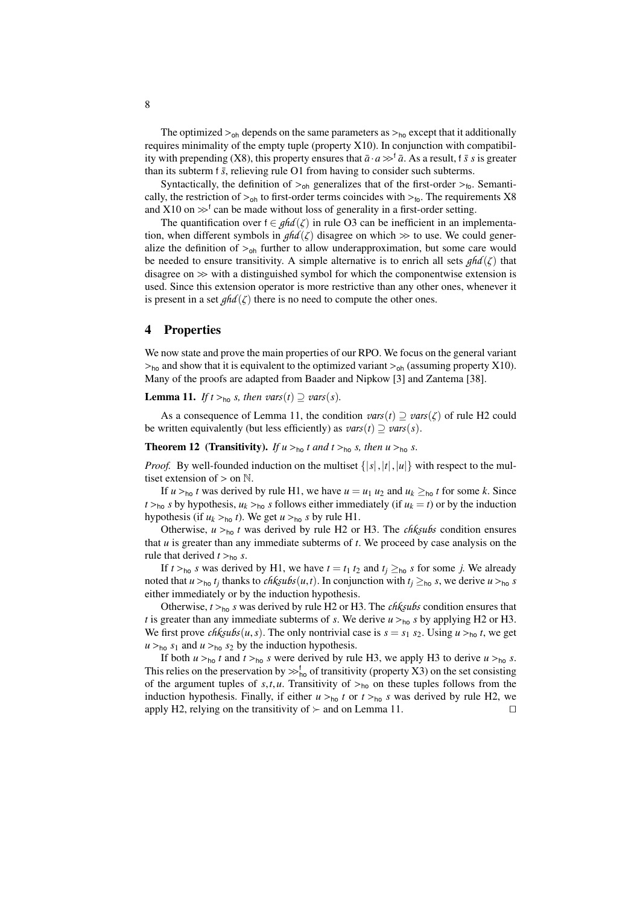The optimized $>_{\mathsf{oh}}$ depends on the same parameters as $>_{\mathsf{ho}}$ except that it additionally requires minimality of the empty tuple (property X10). In conjunction with compatibility with prepending (X8), this property ensures that $\bar{a} \cdot a \gg^{\mathsf{f}} \bar{a}$. As a result, $\mathsf{f}\ \bar{s}\ s$ is greater than its subterm $\mathsf{f}\ \bar{s}$, relieving rule O1 from having to consider such subterms.

Syntactically, the definition of $>_{\mathsf{oh}}$ generalizes that of the first-order $>_{\mathsf{fo}}$. Semantically, the restriction of $>_{\mathsf{oh}}$ to first-order terms coincides with $>_{\mathsf{fo}}$. The requirements X8 and X10 on $\gg^{\mathsf{f}}$ can be made without loss of generality in a first-order setting.

The quantification over $\mathsf{f} \in \mathit{ghd}(\zeta)$ in rule O3 can be inefficient in an implementation, when different symbols in $\mathit{ghd}(\zeta)$ disagree on which $\gg$ to use. We could generalize the definition of $>_{\mathsf{oh}}$ further to allow underapproximation, but some care would be needed to ensure transitivity. A simple alternative is to enrich all sets $\mathit{ghd}(\zeta)$ that disagree on $\gg$ with a distinguished symbol for which the componentwise extension is used. Since this extension operator is more restrictive than any other ones, whenever it is present in a set $\mathit{ghd}(\zeta)$ there is no need to compute the other ones.

## 4 Properties

We now state and prove the main properties of our RPO. We focus on the general variant $>_{\mathsf{ho}}$ and show that it is equivalent to the optimized variant $>_{\mathsf{oh}}$ (assuming property X10). Many of the proofs are adapted from Baader and Nipkow [3] and Zantema [38].

**Lemma 11.** *If $t >_{\mathsf{ho}} s$, then $\mathit{vars}(t) \supseteq \mathit{vars}(s)$.*

As a consequence of Lemma 11, the condition $\mathit{vars}(t) \supseteq \mathit{vars}(\zeta)$ of rule H2 could be written equivalently (but less efficiently) as $\mathit{vars}(t) \supseteq \mathit{vars}(s)$.

**Theorem 12 (Transitivity).** *If $u >_{\mathsf{ho}} t$ and $t >_{\mathsf{ho}} s$, then $u >_{\mathsf{ho}} s$.*

*Proof.* By well-founded induction on the multiset $\{|s|, |t|, |u|\}$ with respect to the multiset extension of $>$ on $\mathbb{N}$.

If $u >_{\mathsf{ho}} t$ was derived by rule H1, we have $u = u_1\ u_2$ and $u_k \geq_{\mathsf{ho}} t$ for some $k$. Since $t >_{\mathsf{ho}} s$ by hypothesis, $u_k >_{\mathsf{ho}} s$ follows either immediately (if $u_k = t$) or by the induction hypothesis (if $u_k >_{\mathsf{ho}} t$). We get $u >_{\mathsf{ho}} s$ by rule H1.

Otherwise, $u >_{\mathsf{ho}} t$ was derived by rule H2 or H3. The $\mathit{chksubs}$ condition ensures that $u$ is greater than any immediate subterms of $t$. We proceed by case analysis on the rule that derived $t >_{\mathsf{ho}} s$.

If $t >_{\mathsf{ho}} s$ was derived by H1, we have $t = t_1\ t_2$ and $t_j \geq_{\mathsf{ho}} s$ for some $j$. We already noted that $u >_{\mathsf{ho}} t_j$ thanks to $\mathit{chksubs}(u,t)$. In conjunction with $t_j \geq_{\mathsf{ho}} s$, we derive $u >_{\mathsf{ho}} s$ either immediately or by the induction hypothesis.

Otherwise, $t >_{\mathsf{ho}} s$ was derived by rule H2 or H3. The $\mathit{chksubs}$ condition ensures that $t$ is greater than any immediate subterms of $s$. We derive $u >_{\mathsf{ho}} s$ by applying H2 or H3. We first prove $\mathit{chksubs}(u,s)$. The only nontrivial case is $s = s_1\ s_2$. Using $u >_{\mathsf{ho}} t$, we get $u >_{\mathsf{ho}} s_1$ and $u >_{\mathsf{ho}} s_2$ by the induction hypothesis.

If both $u >_{\mathsf{ho}} t$ and $t >_{\mathsf{ho}} s$ were derived by rule H3, we apply H3 to derive $u >_{\mathsf{ho}} s$. This relies on the preservation by $\gg^{\mathsf{f}}_{\mathsf{ho}}$ of transitivity (property X3) on the set consisting of the argument tuples of $s, t, u$. Transitivity of $>_{\mathsf{ho}}$ on these tuples follows from the induction hypothesis. Finally, if either $u >_{\mathsf{ho}} t$ or $t >_{\mathsf{ho}} s$ was derived by rule H2, we apply H2, relying on the transitivity of $\succ$ and on Lemma 11. $\square$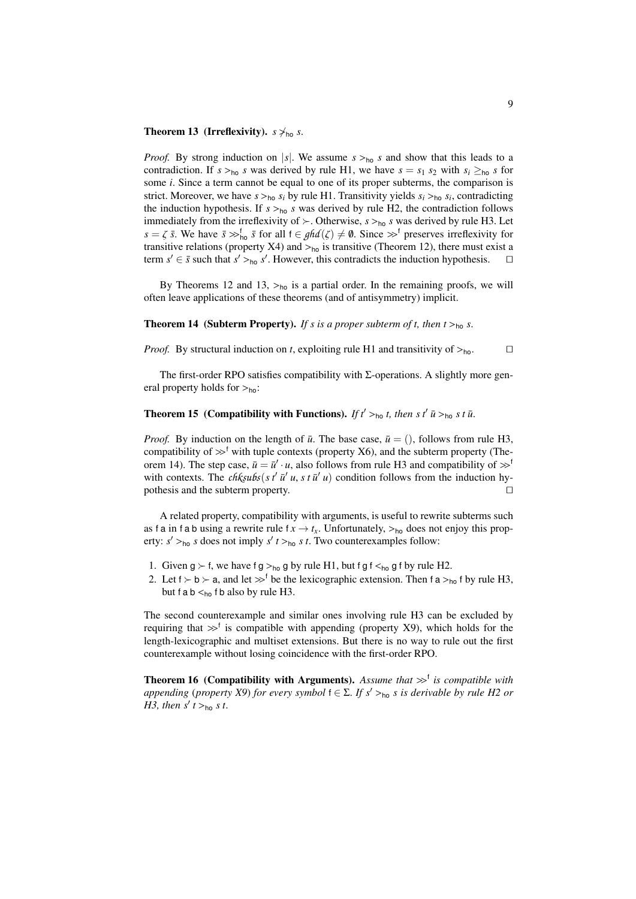**Theorem 13 (Irreflexivity).** $s \not>_{\mathsf{ho}} s$.

*Proof.* By strong induction on $|s|$. We assume $s >_{\mathsf{ho}} s$ and show that this leads to a contradiction. If $s >_{\mathsf{ho}} s$ was derived by rule H1, we have $s = s_1\ s_2$ with $s_i \geq_{\mathsf{ho}} s$ for some $i$. Since a term cannot be equal to one of its proper subterms, the comparison is strict. Moreover, we have $s >_{\mathsf{ho}} s_i$ by rule H1. Transitivity yields $s_i >_{\mathsf{ho}} s_i$, contradicting the induction hypothesis. If $s >_{\mathsf{ho}} s$ was derived by rule H2, the contradiction follows immediately from the irreflexivity of $\succ$. Otherwise, $s >_{\mathsf{ho}} s$ was derived by rule H3. Let $s = \zeta\ \bar{s}$. We have $\bar{s} \gg^{\mathsf{f}}_{\mathsf{ho}} \bar{s}$ for all $\mathsf{f} \in \mathit{ghd}(\zeta) \neq \emptyset$. Since $\gg^{\mathsf{f}}$ preserves irreflexivity for transitive relations (property X4) and $>_{\mathsf{ho}}$ is transitive (Theorem 12), there must exist a term $s' \in \bar{s}$ such that $s' >_{\mathsf{ho}} s'$. However, this contradicts the induction hypothesis. $\square$

By Theorems 12 and 13, $>_{\mathsf{ho}}$ is a partial order. In the remaining proofs, we will often leave applications of these theorems (and of antisymmetry) implicit.

**Theorem 14 (Subterm Property).** *If $s$ is a proper subterm of $t$, then $t >_{\mathsf{ho}} s$.*

*Proof.* By structural induction on $t$, exploiting rule H1 and transitivity of $>_{\mathsf{ho}}$. $\square$

The first-order RPO satisfies compatibility with $\Sigma$-operations. A slightly more general property holds for $>_{\mathsf{ho}}$:

**Theorem 15 (Compatibility with Functions).** *If $t' >_{\mathsf{ho}} t$, then $s\ t'\ \bar{u} >_{\mathsf{ho}} s\ t\ \bar{u}$.*

*Proof.* By induction on the length of $\bar{u}$. The base case, $\bar{u} = ()$, follows from rule H3, compatibility of $\gg^{\mathsf{f}}$ with tuple contexts (property X6), and the subterm property (Theorem 14). The step case, $\bar{u} = \bar{u}' \cdot u$, also follows from rule H3 and compatibility of $\gg^{\mathsf{f}}$ with contexts. The $\mathit{chksubs}(s\ t'\ \bar{u}'\ u,\ s\ t\ \bar{u}'\ u)$ condition follows from the induction hypothesis and the subterm property. $\square$

A related property, compatibility with arguments, is useful to rewrite subterms such as $\mathsf{f\ a}$ in $\mathsf{f\ a\ b}$ using a rewrite rule $\mathsf{f}\ x \to t_x$. Unfortunately, $>_{\mathsf{ho}}$ does not enjoy this property: $s' >_{\mathsf{ho}} s$ does not imply $s'\ t >_{\mathsf{ho}} s\ t$. Two counterexamples follow:

1. Given $\mathsf{g} \succ \mathsf{f}$, we have $\mathsf{f\ g} >_{\mathsf{ho}} \mathsf{g}$ by rule H1, but $\mathsf{f\ g\ f} <_{\mathsf{ho}} \mathsf{g\ f}$ by rule H2.
2. Let $\mathsf{f} \succ \mathsf{b} \succ \mathsf{a}$, and let $\gg^{\mathsf{f}}$ be the lexicographic extension. Then $\mathsf{f\ a} >_{\mathsf{ho}} \mathsf{f}$ by rule H3, but $\mathsf{f\ a\ b} <_{\mathsf{ho}} \mathsf{f\ b}$ also by rule H3.

The second counterexample and similar ones involving rule H3 can be excluded by requiring that $\gg^{\mathsf{f}}$ is compatible with appending (property X9), which holds for the length-lexicographic and multiset extensions. But there is no way to rule out the first counterexample without losing coincidence with the first-order RPO.

**Theorem 16 (Compatibility with Arguments).** *Assume that $\gg^{\mathsf{f}}$ is compatible with appending (property X9) for every symbol $\mathsf{f} \in \Sigma$. If $s' >_{\mathsf{ho}} s$ is derivable by rule H2 or H3, then $s'\ t >_{\mathsf{ho}} s\ t$.*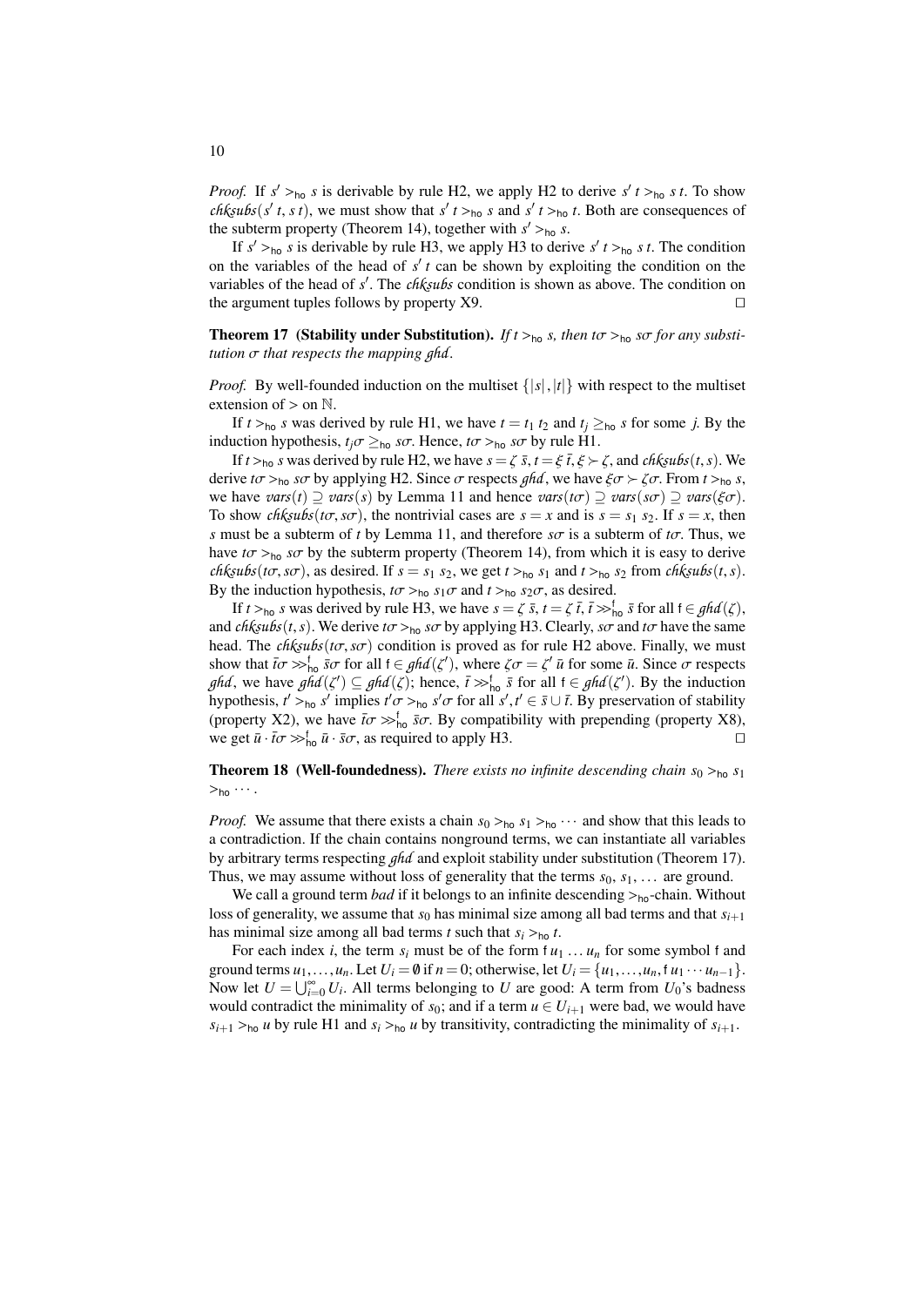*Proof.* If $s' >_{\mathsf{ho}} s$ is derivable by rule H2, we apply H2 to derive $s'\ t >_{\mathsf{ho}} s\ t$. To show $\mathit{chksubs}(s'\ t, s\ t)$, we must show that $s'\ t >_{\mathsf{ho}} s$ and $s'\ t >_{\mathsf{ho}} t$. Both are consequences of the subterm property (Theorem 14), together with $s' >_{\mathsf{ho}} s$.

If $s' >_{\mathsf{ho}} s$ is derivable by rule H3, we apply H3 to derive $s'\ t >_{\mathsf{ho}} s\ t$. The condition on the variables of the head of $s'\ t$ can be shown by exploiting the condition on the variables of the head of $s'$. The $\mathit{chksubs}$ condition is shown as above. The condition on the argument tuples follows by property X9. $\square$

**Theorem 17 (Stability under Substitution).** *If $t >_{\mathsf{ho}} s$, then $t\sigma >_{\mathsf{ho}} s\sigma$ for any substitution $\sigma$ that respects the mapping $\mathit{ghd}$.*

*Proof.* By well-founded induction on the multiset $\{|s|, |t|\}$ with respect to the multiset extension of $>$ on $\mathbb{N}$.

If $t >_{\mathsf{ho}} s$ was derived by rule H1, we have $t = t_1\ t_2$ and $t_j \geq_{\mathsf{ho}} s$ for some $j$. By the induction hypothesis, $t_j\sigma \geq_{\mathsf{ho}} s\sigma$. Hence, $t\sigma >_{\mathsf{ho}} s\sigma$ by rule H1.

If $t >_{\mathsf{ho}} s$ was derived by rule H2, we have $s = \zeta\ \bar{s}$, $t = \xi\ \bar{t}$, $\xi \succ \zeta$, and $\mathit{chksubs}(t, s)$. We derive $t\sigma >_{\mathsf{ho}} s\sigma$ by applying H2. Since $\sigma$ respects $\mathit{ghd}$, we have $\xi\sigma \succ \zeta\sigma$. From $t >_{\mathsf{ho}} s$, we have $\mathit{vars}(t) \supseteq \mathit{vars}(s)$ by Lemma 11 and hence $\mathit{vars}(t\sigma) \supseteq \mathit{vars}(s\sigma) \supseteq \mathit{vars}(\xi\sigma)$. To show $\mathit{chksubs}(t\sigma, s\sigma)$, the nontrivial cases are $s = x$ and is $s = s_1\ s_2$. If $s = x$, then $s$ must be a subterm of $t$ by Lemma 11, and therefore $s\sigma$ is a subterm of $t\sigma$. Thus, we have $t\sigma >_{\mathsf{ho}} s\sigma$ by the subterm property (Theorem 14), from which it is easy to derive $\mathit{chksubs}(t\sigma, s\sigma)$, as desired. If $s = s_1\ s_2$, we get $t >_{\mathsf{ho}} s_1$ and $t >_{\mathsf{ho}} s_2$ from $\mathit{chksubs}(t, s)$. By the induction hypothesis, $t\sigma >_{\mathsf{ho}} s_1\sigma$ and $t >_{\mathsf{ho}} s_2\sigma$, as desired.

If $t >_{\mathsf{ho}} s$ was derived by rule H3, we have $s = \zeta\ \bar{s}$, $t = \zeta\ \bar{t}$, $\bar{t} \gg^{\mathsf{f}}_{\mathsf{ho}} \bar{s}$ for all $\mathsf{f} \in \mathit{ghd}(\zeta)$, and $\mathit{chksubs}(t, s)$. We derive $t\sigma >_{\mathsf{ho}} s\sigma$ by applying H3. Clearly, $s\sigma$ and $t\sigma$ have the same head. The $\mathit{chksubs}(t\sigma, s\sigma)$ condition is proved as for rule H2 above. Finally, we must show that $\bar{t}\sigma \gg^{\mathsf{f}}_{\mathsf{ho}} \bar{s}\sigma$ for all $\mathsf{f} \in \mathit{ghd}(\zeta')$, where $\zeta\sigma = \zeta'\ \bar{u}$ for some $\bar{u}$. Since $\sigma$ respects $\mathit{ghd}$, we have $\mathit{ghd}(\zeta') \subseteq \mathit{ghd}(\zeta)$; hence, $\bar{t} \gg^{\mathsf{f}}_{\mathsf{ho}} \bar{s}$ for all $\mathsf{f} \in \mathit{ghd}(\zeta')$. By the induction hypothesis, $t' >_{\mathsf{ho}} s'$ implies $t'\sigma >_{\mathsf{ho}} s'\sigma$ for all $s', t' \in \bar{s} \cup \bar{t}$. By preservation of stability (property X2), we have $\bar{t}\sigma \gg^{\mathsf{f}}_{\mathsf{ho}} \bar{s}\sigma$. By compatibility with prepending (property X8), we get $\bar{u} \cdot \bar{t}\sigma \gg^{\mathsf{f}}_{\mathsf{ho}} \bar{u} \cdot \bar{s}\sigma$, as required to apply H3. $\square$

**Theorem 18 (Well-foundedness).** *There exists no infinite descending chain $s_0 >_{\mathsf{ho}} s_1 >_{\mathsf{ho}} \cdots$.*

*Proof.* We assume that there exists a chain $s_0 >_{\mathsf{ho}} s_1 >_{\mathsf{ho}} \cdots$ and show that this leads to a contradiction. If the chain contains nonground terms, we can instantiate all variables by arbitrary terms respecting $\mathit{ghd}$ and exploit stability under substitution (Theorem 17). Thus, we may assume without loss of generality that the terms $s_0$, $s_1$, ... are ground.

We call a ground term *bad* if it belongs to an infinite descending $>_{\mathsf{ho}}$-chain. Without loss of generality, we assume that $s_0$ has minimal size among all bad terms and that $s_{i+1}$ has minimal size among all bad terms $t$ such that $s_i >_{\mathsf{ho}} t$.

For each index $i$, the term $s_i$ must be of the form $\mathsf{f}\ u_1 \ldots u_n$ for some symbol $\mathsf{f}$ and ground terms $u_1, \ldots, u_n$. Let $U_i = \emptyset$ if $n = 0$; otherwise, let $U_i = \{u_1, \ldots, u_n, \mathsf{f}\ u_1 \cdots u_{n-1}\}$. Now let $U = \bigcup_{i=0}^{\infty} U_i$. All terms belonging to $U$ are good: A term from $U_0$'s badness would contradict the minimality of $s_0$; and if a term $u \in U_{i+1}$ were bad, we would have $s_{i+1} >_{\mathsf{ho}} u$ by rule H1 and $s_i >_{\mathsf{ho}} u$ by transitivity, contradicting the minimality of $s_{i+1}$.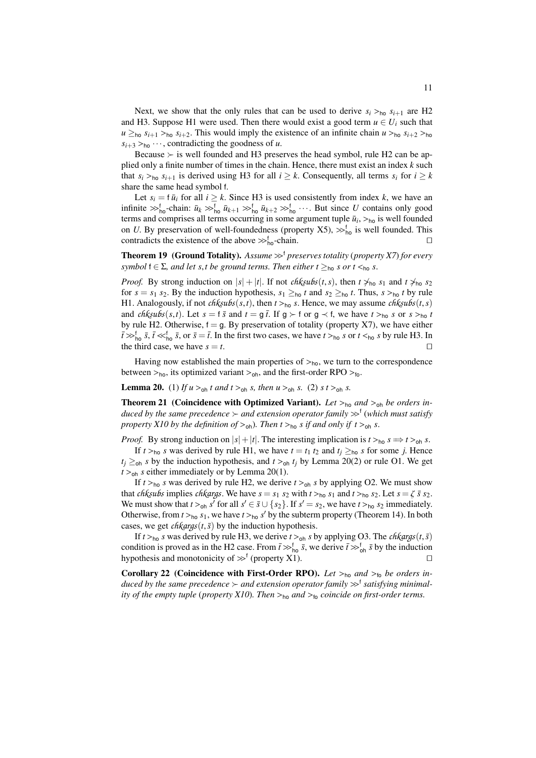Next, we show that the only rules that can be used to derive $s_i >_{\mathsf{ho}} s_{i+1}$ are H2 and H3. Suppose H1 were used. Then there would exist a good term $u \in U_i$ such that $u \geq_{\mathsf{ho}} s_{i+1} >_{\mathsf{ho}} s_{i+2}$. This would imply the existence of an infinite chain $u >_{\mathsf{ho}} s_{i+2} >_{\mathsf{ho}} s_{i+3} >_{\mathsf{ho}} \cdots$, contradicting the goodness of $u$.

Because $\succ$ is well founded and H3 preserves the head symbol, rule H2 can be applied only a finite number of times in the chain. Hence, there must exist an index $k$ such that $s_i >_{\mathsf{ho}} s_{i+1}$ is derived using H3 for all $i \geq k$. Consequently, all terms $s_i$ for $i \geq k$ share the same head symbol $\mathsf{f}$.

Let $s_i = \mathsf{f}\,\bar{u}_i$ for all $i \geq k$. Since H3 is used consistently from index $k$, we have an infinite $\gg^{\mathsf{f}}_{\mathsf{ho}}$-chain: $\bar{u}_k \gg^{\mathsf{f}}_{\mathsf{ho}} \bar{u}_{k+1} \gg^{\mathsf{f}}_{\mathsf{ho}} \bar{u}_{k+2} \gg^{\mathsf{f}}_{\mathsf{ho}} \cdots$. But since $U$ contains only good terms and comprises all terms occurring in some argument tuple $\bar{u}_i$, $>_{\mathsf{ho}}$ is well founded on $U$. By preservation of well-foundedness (property X5), $\gg^{\mathsf{f}}_{\mathsf{ho}}$ is well founded. This contradicts the existence of the above $\gg^{\mathsf{f}}_{\mathsf{ho}}$-chain. ◻

**Theorem 19 (Ground Totality).** *Assume $\gg^{\mathsf{f}}$ preserves totality (property X7) for every symbol $\mathsf{f} \in \Sigma$, and let $s, t$ be ground terms. Then either $t \geq_{\mathsf{ho}} s$ or $t <_{\mathsf{ho}} s$.*

*Proof.* By strong induction on $|s| + |t|$. If not *chksubs*$(t, s)$, then $t \not>_{\mathsf{ho}} s_1$ and $t \not>_{\mathsf{ho}} s_2$ for $s = s_1\ s_2$. By the induction hypothesis, $s_1 \geq_{\mathsf{ho}} t$ and $s_2 \geq_{\mathsf{ho}} t$. Thus, $s >_{\mathsf{ho}} t$ by rule H1. Analogously, if not *chksubs*$(s, t)$, then $t >_{\mathsf{ho}} s$. Hence, we may assume *chksubs*$(t, s)$ and *chksubs*$(s, t)$. Let $s = \mathsf{f}\,\bar{s}$ and $t = \mathsf{g}\,\bar{t}$. If $\mathsf{g} \succ \mathsf{f}$ or $\mathsf{g} \prec \mathsf{f}$, we have $t >_{\mathsf{ho}} s$ or $s >_{\mathsf{ho}} t$ by rule H2. Otherwise, $\mathsf{f} = \mathsf{g}$. By preservation of totality (property X7), we have either $\bar{t} \gg^{\mathsf{f}}_{\mathsf{ho}} \bar{s}$, $\bar{t} \ll^{\mathsf{f}}_{\mathsf{ho}} \bar{s}$, or $\bar{s} = \bar{t}$. In the first two cases, we have $t >_{\mathsf{ho}} s$ or $t <_{\mathsf{ho}} s$ by rule H3. In the third case, we have $s = t$. ◻

Having now established the main properties of $>_{\mathsf{ho}}$, we turn to the correspondence between $>_{\mathsf{ho}}$, its optimized variant $>_{\mathsf{oh}}$, and the first-order RPO $>_{\mathsf{fo}}$.

**Lemma 20.** (1) *If $u >_{\mathsf{oh}} t$ and $t >_{\mathsf{oh}} s$, then $u >_{\mathsf{oh}} s$.* (2) *$s\ t >_{\mathsf{oh}} s$.*

**Theorem 21 (Coincidence with Optimized Variant).** *Let $>_{\mathsf{ho}}$ and $>_{\mathsf{oh}}$ be orders induced by the same precedence $\succ$ and extension operator family $\gg^{\mathsf{f}}$ (which must satisfy property X10 by the definition of $>_{\mathsf{oh}}$). Then $t >_{\mathsf{ho}} s$ if and only if $t >_{\mathsf{oh}} s$.*

*Proof.* By strong induction on $|s| + |t|$. The interesting implication is $t >_{\mathsf{ho}} s \Longrightarrow t >_{\mathsf{oh}} s$.

If $t >_{\mathsf{ho}} s$ was derived by rule H1, we have $t = t_1\ t_2$ and $t_j \geq_{\mathsf{ho}} s$ for some $j$. Hence $t_j \geq_{\mathsf{oh}} s$ by the induction hypothesis, and $t >_{\mathsf{oh}} t_j$ by Lemma 20(2) or rule O1. We get $t >_{\mathsf{oh}} s$ either immediately or by Lemma 20(1).

If $t >_{\mathsf{ho}} s$ was derived by rule H2, we derive $t >_{\mathsf{oh}} s$ by applying O2. We must show that *chksubs* implies *chkargs*. We have $s = s_1\ s_2$ with $t >_{\mathsf{ho}} s_1$ and $t >_{\mathsf{ho}} s_2$. Let $s = \zeta\ \bar{s}\ s_2$. We must show that $t >_{\mathsf{oh}} s'$ for all $s' \in \bar{s} \cup \{s_2\}$. If $s' = s_2$, we have $t >_{\mathsf{ho}} s_2$ immediately. Otherwise, from $t >_{\mathsf{ho}} s_1$, we have $t >_{\mathsf{ho}} s'$ by the subterm property (Theorem 14). In both cases, we get *chkargs*$(t, \bar{s})$ by the induction hypothesis.

If $t >_{\mathsf{ho}} s$ was derived by rule H3, we derive $t >_{\mathsf{oh}} s$ by applying O3. The *chkargs*$(t, \bar{s})$ condition is proved as in the H2 case. From $\bar{t} \gg^{\mathsf{f}}_{\mathsf{ho}} \bar{s}$, we derive $\bar{t} \gg^{\mathsf{f}}_{\mathsf{oh}} \bar{s}$ by the induction hypothesis and monotonicity of $\gg^{\mathsf{f}}$ (property X1). ◻

**Corollary 22 (Coincidence with First-Order RPO).** *Let $>_{\mathsf{ho}}$ and $>_{\mathsf{fo}}$ be orders induced by the same precedence $\succ$ and extension operator family $\gg^{\mathsf{f}}$ satisfying minimality of the empty tuple (property X10). Then $>_{\mathsf{ho}}$ and $>_{\mathsf{fo}}$ coincide on first-order terms.*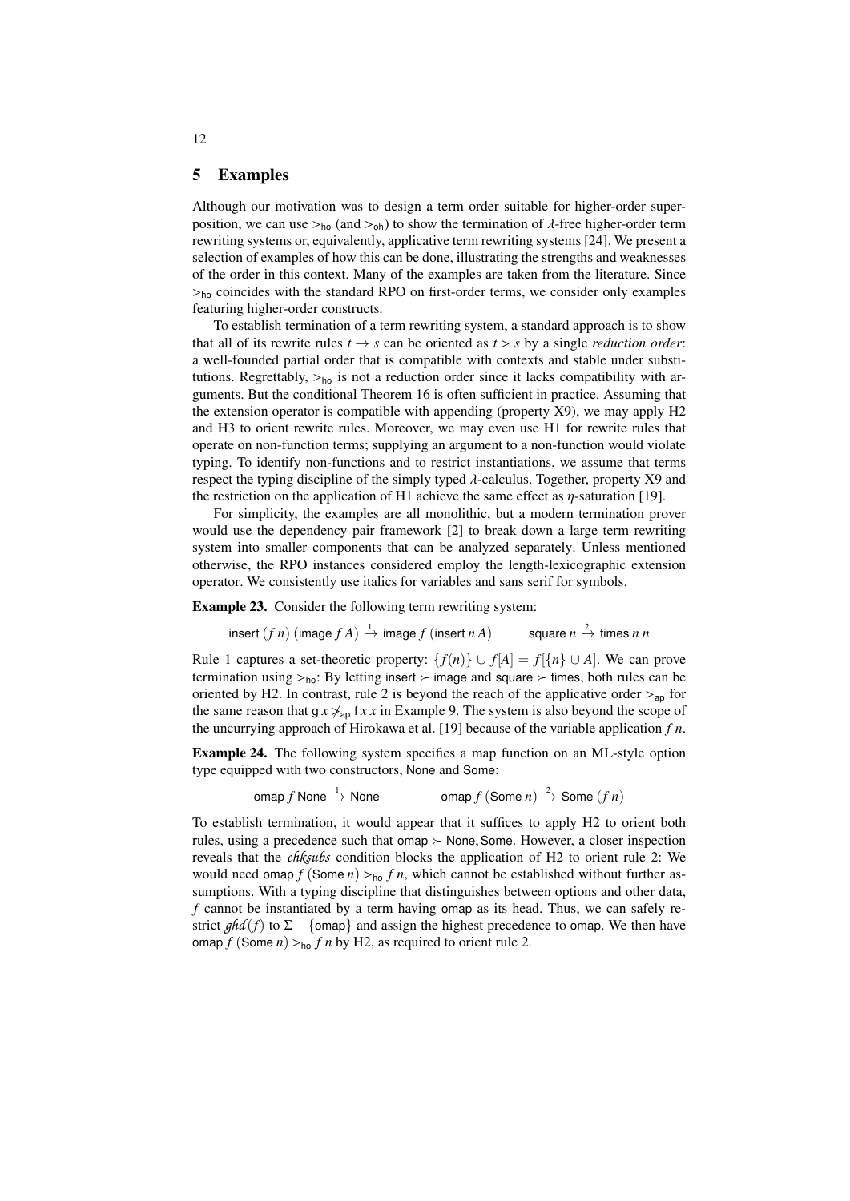## 5 Examples

Although our motivation was to design a term order suitable for higher-order superposition, we can use $>_{\mathsf{ho}}$ (and $>_{\mathsf{oh}}$) to show the termination of $\lambda$-free higher-order term rewriting systems or, equivalently, applicative term rewriting systems [24]. We present a selection of examples of how this can be done, illustrating the strengths and weaknesses of the order in this context. Many of the examples are taken from the literature. Since $>_{\mathsf{ho}}$ coincides with the standard RPO on first-order terms, we consider only examples featuring higher-order constructs.

To establish termination of a term rewriting system, a standard approach is to show that all of its rewrite rules $t \to s$ can be oriented as $t > s$ by a single *reduction order*: a well-founded partial order that is compatible with contexts and stable under substitutions. Regrettably, $>_{\mathsf{ho}}$ is not a reduction order since it lacks compatibility with arguments. But the conditional Theorem 16 is often sufficient in practice. Assuming that the extension operator is compatible with appending (property X9), we may apply H2 and H3 to orient rewrite rules. Moreover, we may even use H1 for rewrite rules that operate on non-function terms; supplying an argument to a non-function would violate typing. To identify non-functions and to restrict instantiations, we assume that terms respect the typing discipline of the simply typed $\lambda$-calculus. Together, property X9 and the restriction on the application of H1 achieve the same effect as $\eta$-saturation [19].

For simplicity, the examples are all monolithic, but a modern termination prover would use the dependency pair framework [2] to break down a large term rewriting system into smaller components that can be analyzed separately. Unless mentioned otherwise, the RPO instances considered employ the length-lexicographic extension operator. We consistently use italics for variables and sans serif for symbols.

**Example 23.** Consider the following term rewriting system:

$$\mathsf{insert}\ (f\ n)\ (\mathsf{image}\ f\ A) \xrightarrow{1} \mathsf{image}\ f\ (\mathsf{insert}\ n\ A) \qquad \mathsf{square}\ n \xrightarrow{2} \mathsf{times}\ n\ n$$

Rule 1 captures a set-theoretic property: $\{f(n)\} \cup f[A] = f[\{n\} \cup A]$. We can prove termination using $>_{\mathsf{ho}}$: By letting $\mathsf{insert} \succ \mathsf{image}$ and $\mathsf{square} \succ \mathsf{times}$, both rules can be oriented by H2. In contrast, rule 2 is beyond the reach of the applicative order $>_{\mathsf{ap}}$ for the same reason that $\mathsf{g}\ x \not>_{\mathsf{ap}} \mathsf{f}\ x\ x$ in Example 9. The system is also beyond the scope of the uncurrying approach of Hirokawa et al. [19] because of the variable application $f\ n$.

**Example 24.** The following system specifies a map function on an ML-style option type equipped with two constructors, None and Some:

$$\mathsf{omap}\ f\ \mathsf{None} \xrightarrow{1} \mathsf{None} \qquad\qquad \mathsf{omap}\ f\ (\mathsf{Some}\ n) \xrightarrow{2} \mathsf{Some}\ (f\ n)$$

To establish termination, it would appear that it suffices to apply H2 to orient both rules, using a precedence such that $\mathsf{omap} \succ \mathsf{None}, \mathsf{Some}$. However, a closer inspection reveals that the $\mathit{chksubs}$ condition blocks the application of H2 to orient rule 2: We would need $\mathsf{omap}\ f\ (\mathsf{Some}\ n) >_{\mathsf{ho}} f\ n$, which cannot be established without further assumptions. With a typing discipline that distinguishes between options and other data, $f$ cannot be instantiated by a term having omap as its head. Thus, we can safely restrict $\mathit{ghd}(f)$ to $\Sigma - \{\mathsf{omap}\}$ and assign the highest precedence to omap. We then have $\mathsf{omap}\ f\ (\mathsf{Some}\ n) >_{\mathsf{ho}} f\ n$ by H2, as required to orient rule 2.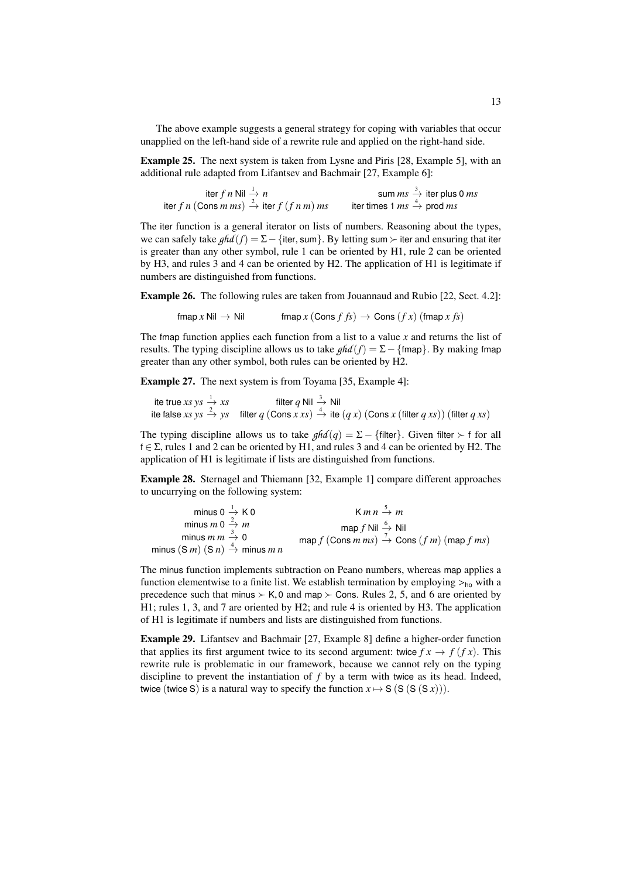The above example suggests a general strategy for coping with variables that occur unapplied on the left-hand side of a rewrite rule and applied on the right-hand side.

**Example 25.** The next system is taken from Lysne and Piris [28, Example 5], with an additional rule adapted from Lifantsev and Bachmair [27, Example 6]:

$$\begin{array}{ll} \mathsf{iter}\ f\ n\ \mathsf{Nil} \xrightarrow{1} n & \mathsf{sum}\ ms \xrightarrow{3} \mathsf{iter}\ \mathsf{plus}\ 0\ ms \\ \mathsf{iter}\ f\ n\ (\mathsf{Cons}\ m\ ms) \xrightarrow{2} \mathsf{iter}\ f\ (f\ n\ m)\ ms & \mathsf{iter}\ \mathsf{times}\ 1\ ms \xrightarrow{4} \mathsf{prod}\ ms \end{array}$$

The iter function is a general iterator on lists of numbers. Reasoning about the types, we can safely take $\mathit{ghd}(f) = \Sigma - \{\mathsf{iter}, \mathsf{sum}\}$. By letting $\mathsf{sum} \succ \mathsf{iter}$ and ensuring that iter is greater than any other symbol, rule 1 can be oriented by H1, rule 2 can be oriented by H3, and rules 3 and 4 can be oriented by H2. The application of H1 is legitimate if numbers are distinguished from functions.

**Example 26.** The following rules are taken from Jouannaud and Rubio [22, Sect. 4.2]:

$$\mathsf{fmap}\ x\ \mathsf{Nil} \to \mathsf{Nil} \qquad \mathsf{fmap}\ x\ (\mathsf{Cons}\ f\ fs) \to \mathsf{Cons}\ (f\ x)\ (\mathsf{fmap}\ x\ fs)$$

The fmap function applies each function from a list to a value $x$ and returns the list of results. The typing discipline allows us to take $\mathit{ghd}(f) = \Sigma - \{\mathsf{fmap}\}$. By making fmap greater than any other symbol, both rules can be oriented by H2.

**Example 27.** The next system is from Toyama [35, Example 4]:

$$\begin{array}{ll} \mathsf{ite}\ \mathsf{true}\ xs\ ys \xrightarrow{1} xs & \mathsf{filter}\ q\ \mathsf{Nil} \xrightarrow{3} \mathsf{Nil} \\ \mathsf{ite}\ \mathsf{false}\ xs\ ys \xrightarrow{2} ys & \mathsf{filter}\ q\ (\mathsf{Cons}\ x\ xs) \xrightarrow{4} \mathsf{ite}\ (q\ x)\ (\mathsf{Cons}\ x\ (\mathsf{filter}\ q\ xs))\ (\mathsf{filter}\ q\ xs) \end{array}$$

The typing discipline allows us to take $\mathit{ghd}(q) = \Sigma - \{\mathsf{filter}\}$. Given $\mathsf{filter} \succ \mathsf{f}$ for all $\mathsf{f} \in \Sigma$, rules 1 and 2 can be oriented by H1, and rules 3 and 4 can be oriented by H2. The application of H1 is legitimate if lists are distinguished from functions.

**Example 28.** Sternagel and Thiemann [32, Example 1] compare different approaches to uncurrying on the following system:

$$\begin{array}{ll} \mathsf{minus}\ 0 \xrightarrow{1} \mathsf{K}\ 0 & \mathsf{K}\ m\ n \xrightarrow{5} m \\ \mathsf{minus}\ m\ 0 \xrightarrow{2} m & \mathsf{map}\ f\ \mathsf{Nil} \xrightarrow{6} \mathsf{Nil} \\ \mathsf{minus}\ m\ m \xrightarrow{3} 0 & \mathsf{map}\ f\ (\mathsf{Cons}\ m\ ms) \xrightarrow{7} \mathsf{Cons}\ (f\ m)\ (\mathsf{map}\ f\ ms) \\ \mathsf{minus}\ (\mathsf{S}\ m)\ (\mathsf{S}\ n) \xrightarrow{4} \mathsf{minus}\ m\ n & \end{array}$$

The minus function implements subtraction on Peano numbers, whereas map applies a function elementwise to a finite list. We establish termination by employing $>_{\mathsf{ho}}$ with a precedence such that $\mathsf{minus} \succ \mathsf{K}, 0$ and $\mathsf{map} \succ \mathsf{Cons}$. Rules 2, 5, and 6 are oriented by H1; rules 1, 3, and 7 are oriented by H2; and rule 4 is oriented by H3. The application of H1 is legitimate if numbers and lists are distinguished from functions.

**Example 29.** Lifantsev and Bachmair [27, Example 8] define a higher-order function that applies its first argument twice to its second argument: $\mathsf{twice}\ f\ x \to f\ (f\ x)$. This rewrite rule is problematic in our framework, because we cannot rely on the typing discipline to prevent the instantiation of $f$ by a term with twice as its head. Indeed, $\mathsf{twice}\ (\mathsf{twice}\ \mathsf{S})$ is a natural way to specify the function $x \mapsto \mathsf{S}\ (\mathsf{S}\ (\mathsf{S}\ (\mathsf{S}\ x)))$.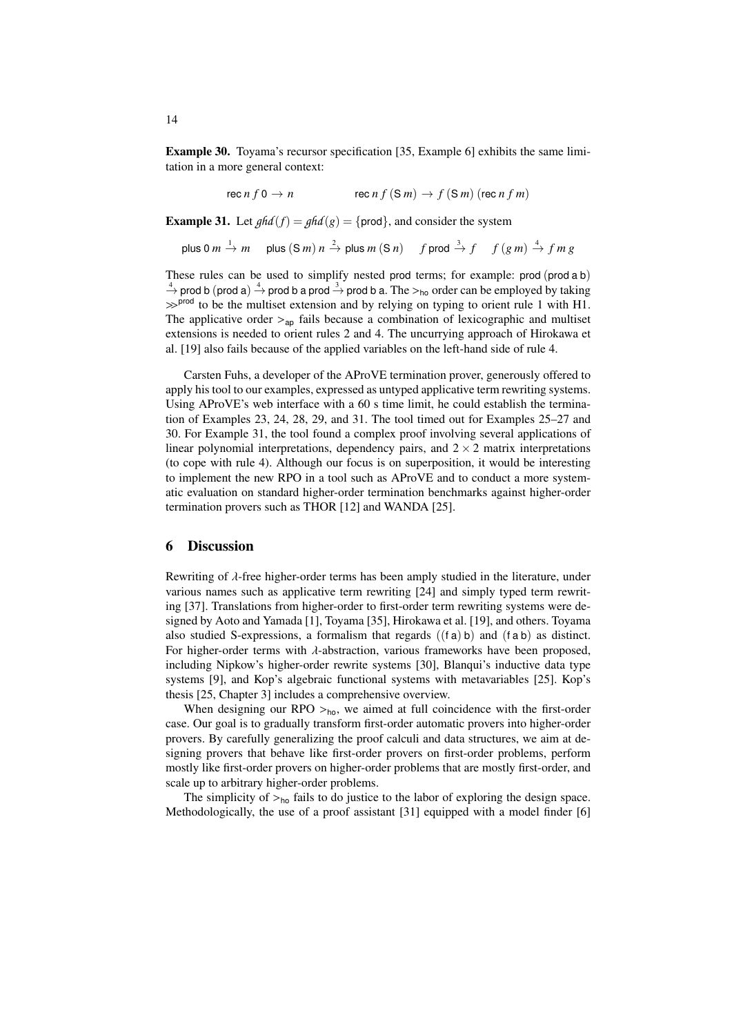**Example 30.** Toyama's recursor specification [35, Example 6] exhibits the same limitation in a more general context:

$$\mathsf{rec}\ n\ f\ \mathsf{0} \to n \qquad\qquad \mathsf{rec}\ n\ f\ (\mathsf{S}\ m) \to f\ (\mathsf{S}\ m)\ (\mathsf{rec}\ n\ f\ m)$$

**Example 31.** Let $\mathit{ghd}(f) = \mathit{ghd}(g) = \{\mathsf{prod}\}$, and consider the system

$$\mathsf{plus}\ \mathsf{0}\ m \xrightarrow{1} m \qquad \mathsf{plus}\ (\mathsf{S}\ m)\ n \xrightarrow{2} \mathsf{plus}\ m\ (\mathsf{S}\ n) \qquad f\ \mathsf{prod} \xrightarrow{3} f \qquad f\ (g\ m) \xrightarrow{4} f\ m\ g$$

These rules can be used to simplify nested $\mathsf{prod}$ terms; for example: $\mathsf{prod}\ (\mathsf{prod}\ \mathsf{a}\ \mathsf{b}) \xrightarrow{4} \mathsf{prod}\ \mathsf{b}\ (\mathsf{prod}\ \mathsf{a}) \xrightarrow{4} \mathsf{prod}\ \mathsf{b}\ \mathsf{a}\ \mathsf{prod} \xrightarrow{3} \mathsf{prod}\ \mathsf{b}\ \mathsf{a}$. The $>_{\mathsf{ho}}$ order can be employed by taking $\gg^{\mathsf{prod}}$ to be the multiset extension and by relying on typing to orient rule 1 with H1. The applicative order $>_{\mathsf{ap}}$ fails because a combination of lexicographic and multiset extensions is needed to orient rules 2 and 4. The uncurrying approach of Hirokawa et al. [19] also fails because of the applied variables on the left-hand side of rule 4.

Carsten Fuhs, a developer of the AProVE termination prover, generously offered to apply his tool to our examples, expressed as untyped applicative term rewriting systems. Using AProVE's web interface with a 60 s time limit, he could establish the termination of Examples 23, 24, 28, 29, and 31. The tool timed out for Examples 25–27 and 30. For Example 31, the tool found a complex proof involving several applications of linear polynomial interpretations, dependency pairs, and $2 \times 2$ matrix interpretations (to cope with rule 4). Although our focus is on superposition, it would be interesting to implement the new RPO in a tool such as AProVE and to conduct a more systematic evaluation on standard higher-order termination benchmarks against higher-order termination provers such as THOR [12] and WANDA [25].

## 6 Discussion

Rewriting of $\lambda$-free higher-order terms has been amply studied in the literature, under various names such as applicative term rewriting [24] and simply typed term rewriting [37]. Translations from higher-order to first-order term rewriting systems were designed by Aoto and Yamada [1], Toyama [35], Hirokawa et al. [19], and others. Toyama also studied S-expressions, a formalism that regards $((\mathsf{f}\ \mathsf{a})\ \mathsf{b})$ and $(\mathsf{f}\ \mathsf{a}\ \mathsf{b})$ as distinct. For higher-order terms with $\lambda$-abstraction, various frameworks have been proposed, including Nipkow's higher-order rewrite systems [30], Blanqui's inductive data type systems [9], and Kop's algebraic functional systems with metavariables [25]. Kop's thesis [25, Chapter 3] includes a comprehensive overview.

When designing our RPO $>_{\mathsf{ho}}$, we aimed at full coincidence with the first-order case. Our goal is to gradually transform first-order automatic provers into higher-order provers. By carefully generalizing the proof calculi and data structures, we aim at designing provers that behave like first-order provers on first-order problems, perform mostly like first-order provers on higher-order problems that are mostly first-order, and scale up to arbitrary higher-order problems.

The simplicity of $>_{\mathsf{ho}}$ fails to do justice to the labor of exploring the design space. Methodologically, the use of a proof assistant [31] equipped with a model finder [6]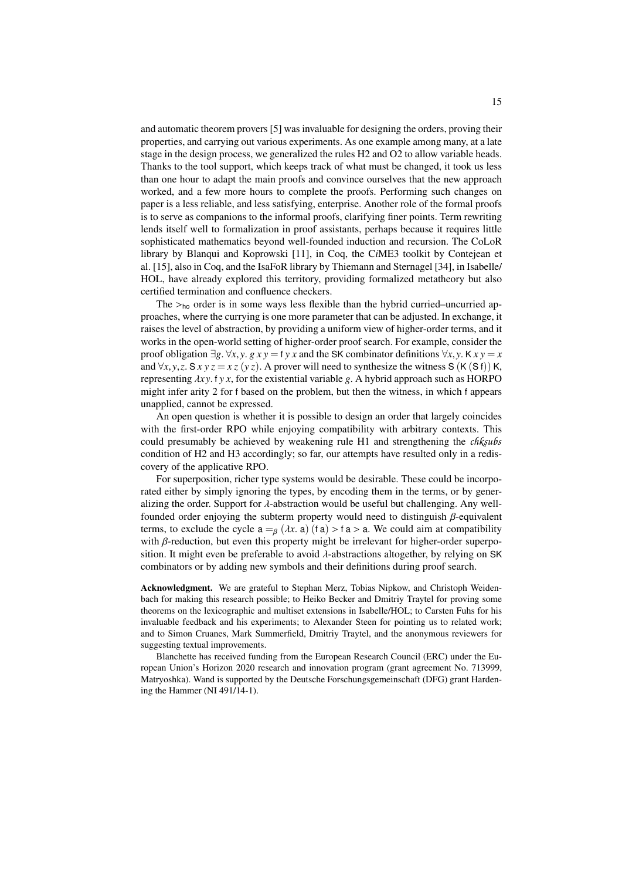and automatic theorem provers [5] was invaluable for designing the orders, proving their properties, and carrying out various experiments. As one example among many, at a late stage in the design process, we generalized the rules H2 and O2 to allow variable heads. Thanks to the tool support, which keeps track of what must be changed, it took us less than one hour to adapt the main proofs and convince ourselves that the new approach worked, and a few more hours to complete the proofs. Performing such changes on paper is a less reliable, and less satisfying, enterprise. Another role of the formal proofs is to serve as companions to the informal proofs, clarifying finer points. Term rewriting lends itself well to formalization in proof assistants, perhaps because it requires little sophisticated mathematics beyond well-founded induction and recursion. The CoLoR library by Blanqui and Koprowski [11], in Coq, the C*i*ME3 toolkit by Contejean et al. [15], also in Coq, and the IsaFoR library by Thiemann and Sternagel [34], in Isabelle/HOL, have already explored this territory, providing formalized metatheory but also certified termination and confluence checkers.

The $>_{\mathsf{ho}}$ order is in some ways less flexible than the hybrid curried–uncurried approaches, where the currying is one more parameter that can be adjusted. In exchange, it raises the level of abstraction, by providing a uniform view of higher-order terms, and it works in the open-world setting of higher-order proof search. For example, consider the proof obligation $\exists g.\ \forall x, y.\ g\ x\ y = \mathsf{f}\ y\ x$ and the SK combinator definitions $\forall x, y.\ \mathsf{K}\ x\ y = x$ and $\forall x, y, z.\ \mathsf{S}\ x\ y\ z = x\ z\ (y\ z)$. A prover will need to synthesize the witness $\mathsf{S}\ (\mathsf{K}\ (\mathsf{S}\ \mathsf{f}))\ \mathsf{K}$, representing $\lambda x\, y.\ \mathsf{f}\ y\ x$, for the existential variable $g$. A hybrid approach such as HORPO might infer arity 2 for f based on the problem, but then the witness, in which f appears unapplied, cannot be expressed.

An open question is whether it is possible to design an order that largely coincides with the first-order RPO while enjoying compatibility with arbitrary contexts. This could presumably be achieved by weakening rule H1 and strengthening the *chksubs* condition of H2 and H3 accordingly; so far, our attempts have resulted only in a rediscovery of the applicative RPO.

For superposition, richer type systems would be desirable. These could be incorporated either by simply ignoring the types, by encoding them in the terms, or by generalizing the order. Support for $\lambda$-abstraction would be useful but challenging. Any well-founded order enjoying the subterm property would need to distinguish $\beta$-equivalent terms, to exclude the cycle $\mathsf{a} =_\beta (\lambda x.\ \mathsf{a})\ (\mathsf{f}\ \mathsf{a}) > \mathsf{f}\ \mathsf{a} > \mathsf{a}$. We could aim at compatibility with $\beta$-reduction, but even this property might be irrelevant for higher-order superposition. It might even be preferable to avoid $\lambda$-abstractions altogether, by relying on SK combinators or by adding new symbols and their definitions during proof search.

**Acknowledgment.** We are grateful to Stephan Merz, Tobias Nipkow, and Christoph Weidenbach for making this research possible; to Heiko Becker and Dmitriy Traytel for proving some theorems on the lexicographic and multiset extensions in Isabelle/HOL; to Carsten Fuhs for his invaluable feedback and his experiments; to Alexander Steen for pointing us to related work; and to Simon Cruanes, Mark Summerfield, Dmitriy Traytel, and the anonymous reviewers for suggesting textual improvements.

Blanchette has received funding from the European Research Council (ERC) under the European Union's Horizon 2020 research and innovation program (grant agreement No. 713999, Matryoshka). Wand is supported by the Deutsche Forschungsgemeinschaft (DFG) grant Hardening the Hammer (NI 491/14-1).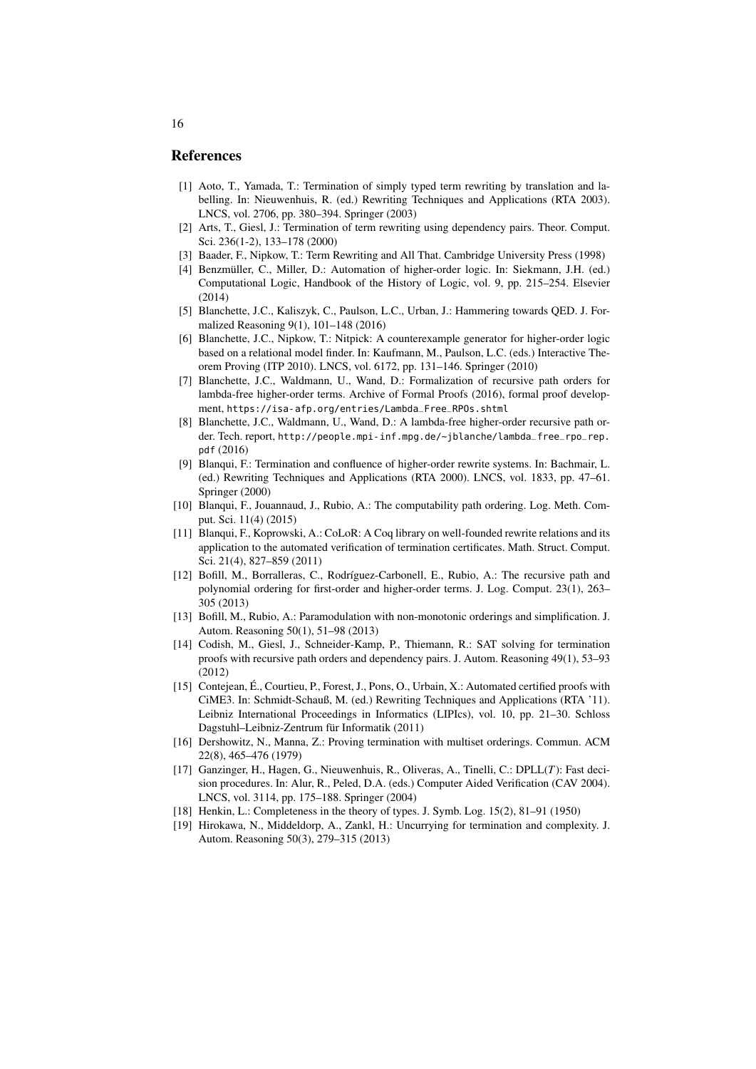## References

[1] Aoto, T., Yamada, T.: Termination of simply typed term rewriting by translation and labelling. In: Nieuwenhuis, R. (ed.) Rewriting Techniques and Applications (RTA 2003). LNCS, vol. 2706, pp. 380–394. Springer (2003)

[2] Arts, T., Giesl, J.: Termination of term rewriting using dependency pairs. Theor. Comput. Sci. 236(1-2), 133–178 (2000)

[3] Baader, F., Nipkow, T.: Term Rewriting and All That. Cambridge University Press (1998)

[4] Benzmüller, C., Miller, D.: Automation of higher-order logic. In: Siekmann, J.H. (ed.) Computational Logic, Handbook of the History of Logic, vol. 9, pp. 215–254. Elsevier (2014)

[5] Blanchette, J.C., Kaliszyk, C., Paulson, L.C., Urban, J.: Hammering towards QED. J. Formalized Reasoning 9(1), 101–148 (2016)

[6] Blanchette, J.C., Nipkow, T.: Nitpick: A counterexample generator for higher-order logic based on a relational model finder. In: Kaufmann, M., Paulson, L.C. (eds.) Interactive Theorem Proving (ITP 2010). LNCS, vol. 6172, pp. 131–146. Springer (2010)

[7] Blanchette, J.C., Waldmann, U., Wand, D.: Formalization of recursive path orders for lambda-free higher-order terms. Archive of Formal Proofs (2016), formal proof development, https://isa-afp.org/entries/Lambda_Free_RPOs.shtml

[8] Blanchette, J.C., Waldmann, U., Wand, D.: A lambda-free higher-order recursive path order. Tech. report, http://people.mpi-inf.mpg.de/~jblanche/lambda_free_rpo_rep.pdf (2016)

[9] Blanqui, F.: Termination and confluence of higher-order rewrite systems. In: Bachmair, L. (ed.) Rewriting Techniques and Applications (RTA 2000). LNCS, vol. 1833, pp. 47–61. Springer (2000)

[10] Blanqui, F., Jouannaud, J., Rubio, A.: The computability path ordering. Log. Meth. Comput. Sci. 11(4) (2015)

[11] Blanqui, F., Koprowski, A.: CoLoR: A Coq library on well-founded rewrite relations and its application to the automated verification of termination certificates. Math. Struct. Comput. Sci. 21(4), 827–859 (2011)

[12] Bofill, M., Borralleras, C., Rodríguez-Carbonell, E., Rubio, A.: The recursive path and polynomial ordering for first-order and higher-order terms. J. Log. Comput. 23(1), 263–305 (2013)

[13] Bofill, M., Rubio, A.: Paramodulation with non-monotonic orderings and simplification. J. Autom. Reasoning 50(1), 51–98 (2013)

[14] Codish, M., Giesl, J., Schneider-Kamp, P., Thiemann, R.: SAT solving for termination proofs with recursive path orders and dependency pairs. J. Autom. Reasoning 49(1), 53–93 (2012)

[15] Contejean, É., Courtieu, P., Forest, J., Pons, O., Urbain, X.: Automated certified proofs with CiME3. In: Schmidt-Schauß, M. (ed.) Rewriting Techniques and Applications (RTA '11). Leibniz International Proceedings in Informatics (LIPIcs), vol. 10, pp. 21–30. Schloss Dagstuhl–Leibniz-Zentrum für Informatik (2011)

[16] Dershowitz, N., Manna, Z.: Proving termination with multiset orderings. Commun. ACM 22(8), 465–476 (1979)

[17] Ganzinger, H., Hagen, G., Nieuwenhuis, R., Oliveras, A., Tinelli, C.: DPLL($T$): Fast decision procedures. In: Alur, R., Peled, D.A. (eds.) Computer Aided Verification (CAV 2004). LNCS, vol. 3114, pp. 175–188. Springer (2004)

[18] Henkin, L.: Completeness in the theory of types. J. Symb. Log. 15(2), 81–91 (1950)

[19] Hirokawa, N., Middeldorp, A., Zankl, H.: Uncurrying for termination and complexity. J. Autom. Reasoning 50(3), 279–315 (2013)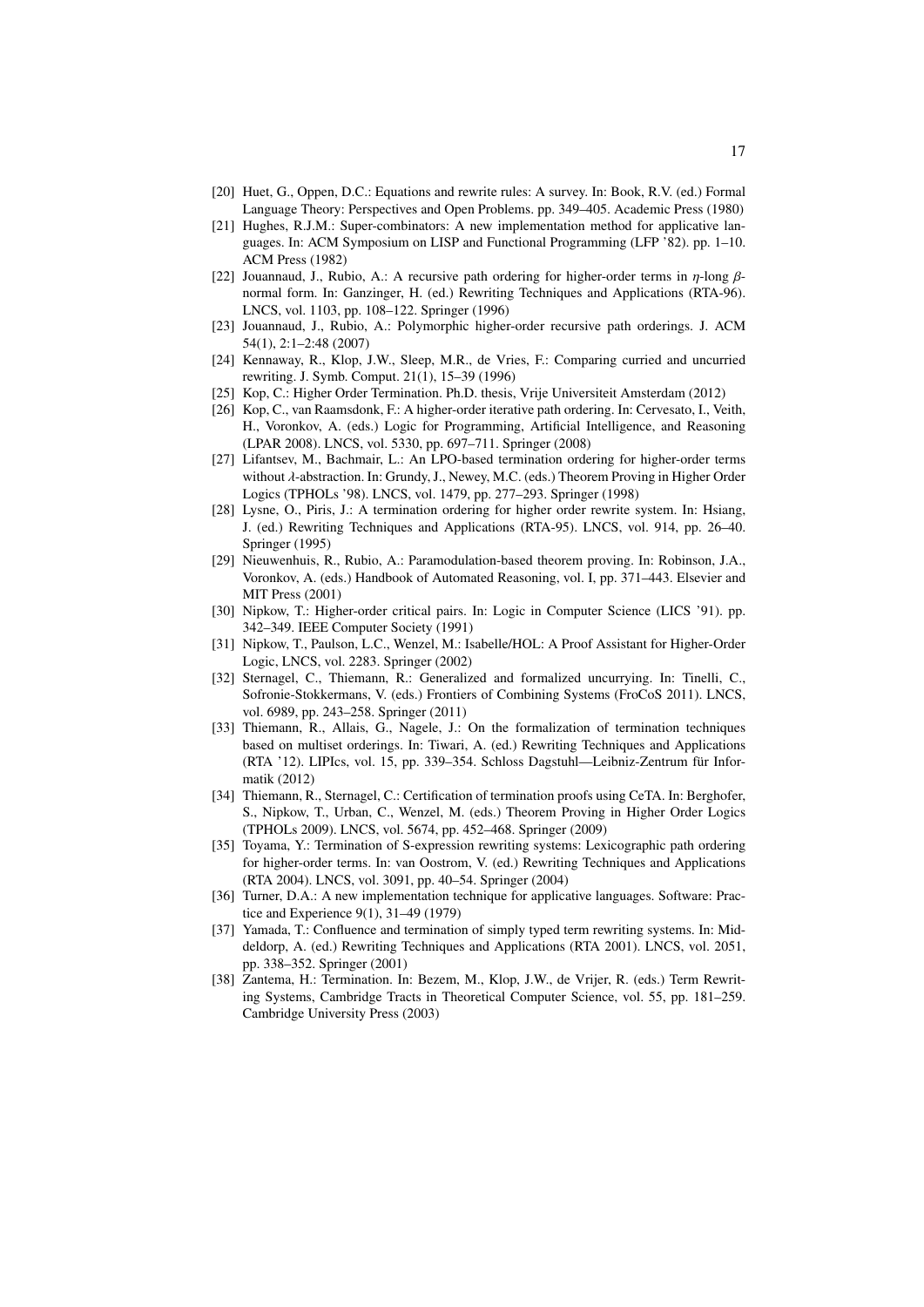[20] Huet, G., Oppen, D.C.: Equations and rewrite rules: A survey. In: Book, R.V. (ed.) Formal Language Theory: Perspectives and Open Problems. pp. 349–405. Academic Press (1980)

[21] Hughes, R.J.M.: Super-combinators: A new implementation method for applicative languages. In: ACM Symposium on LISP and Functional Programming (LFP '82). pp. 1–10. ACM Press (1982)

[22] Jouannaud, J., Rubio, A.: A recursive path ordering for higher-order terms in $\eta$-long $\beta$-normal form. In: Ganzinger, H. (ed.) Rewriting Techniques and Applications (RTA-96). LNCS, vol. 1103, pp. 108–122. Springer (1996)

[23] Jouannaud, J., Rubio, A.: Polymorphic higher-order recursive path orderings. J. ACM 54(1), 2:1–2:48 (2007)

[24] Kennaway, R., Klop, J.W., Sleep, M.R., de Vries, F.: Comparing curried and uncurried rewriting. J. Symb. Comput. 21(1), 15–39 (1996)

[25] Kop, C.: Higher Order Termination. Ph.D. thesis, Vrije Universiteit Amsterdam (2012)

[26] Kop, C., van Raamsdonk, F.: A higher-order iterative path ordering. In: Cervesato, I., Veith, H., Voronkov, A. (eds.) Logic for Programming, Artificial Intelligence, and Reasoning (LPAR 2008). LNCS, vol. 5330, pp. 697–711. Springer (2008)

[27] Lifantsev, M., Bachmair, L.: An LPO-based termination ordering for higher-order terms without $\lambda$-abstraction. In: Grundy, J., Newey, M.C. (eds.) Theorem Proving in Higher Order Logics (TPHOLs '98). LNCS, vol. 1479, pp. 277–293. Springer (1998)

[28] Lysne, O., Piris, J.: A termination ordering for higher order rewrite system. In: Hsiang, J. (ed.) Rewriting Techniques and Applications (RTA-95). LNCS, vol. 914, pp. 26–40. Springer (1995)

[29] Nieuwenhuis, R., Rubio, A.: Paramodulation-based theorem proving. In: Robinson, J.A., Voronkov, A. (eds.) Handbook of Automated Reasoning, vol. I, pp. 371–443. Elsevier and MIT Press (2001)

[30] Nipkow, T.: Higher-order critical pairs. In: Logic in Computer Science (LICS '91). pp. 342–349. IEEE Computer Society (1991)

[31] Nipkow, T., Paulson, L.C., Wenzel, M.: Isabelle/HOL: A Proof Assistant for Higher-Order Logic, LNCS, vol. 2283. Springer (2002)

[32] Sternagel, C., Thiemann, R.: Generalized and formalized uncurrying. In: Tinelli, C., Sofronie-Stokkermans, V. (eds.) Frontiers of Combining Systems (FroCoS 2011). LNCS, vol. 6989, pp. 243–258. Springer (2011)

[33] Thiemann, R., Allais, G., Nagele, J.: On the formalization of termination techniques based on multiset orderings. In: Tiwari, A. (ed.) Rewriting Techniques and Applications (RTA '12). LIPIcs, vol. 15, pp. 339–354. Schloss Dagstuhl—Leibniz-Zentrum für Informatik (2012)

[34] Thiemann, R., Sternagel, C.: Certification of termination proofs using CeTA. In: Berghofer, S., Nipkow, T., Urban, C., Wenzel, M. (eds.) Theorem Proving in Higher Order Logics (TPHOLs 2009). LNCS, vol. 5674, pp. 452–468. Springer (2009)

[35] Toyama, Y.: Termination of S-expression rewriting systems: Lexicographic path ordering for higher-order terms. In: van Oostrom, V. (ed.) Rewriting Techniques and Applications (RTA 2004). LNCS, vol. 3091, pp. 40–54. Springer (2004)

[36] Turner, D.A.: A new implementation technique for applicative languages. Software: Practice and Experience 9(1), 31–49 (1979)

[37] Yamada, T.: Confluence and termination of simply typed term rewriting systems. In: Middeldorp, A. (ed.) Rewriting Techniques and Applications (RTA 2001). LNCS, vol. 2051, pp. 338–352. Springer (2001)

[38] Zantema, H.: Termination. In: Bezem, M., Klop, J.W., de Vrijer, R. (eds.) Term Rewriting Systems, Cambridge Tracts in Theoretical Computer Science, vol. 55, pp. 181–259. Cambridge University Press (2003)